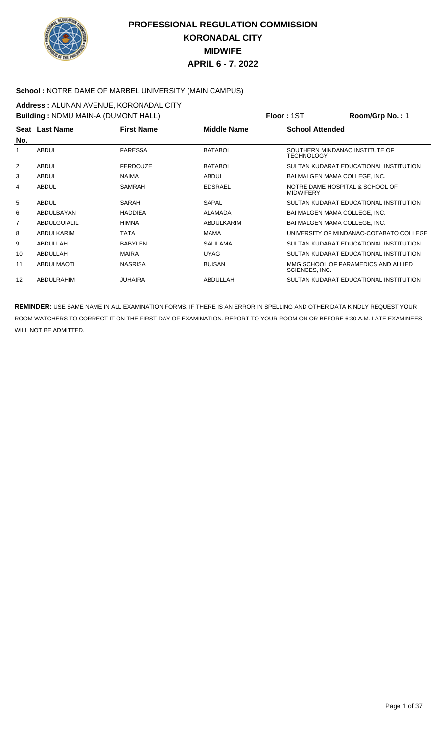# PROFESSIONAL REGULATION COMMISSION
## KORONADAL CITY
## MIDWIFE
## APRIL 6 - 7, 2022

**School :** NOTRE DAME OF MARBEL UNIVERSITY (MAIN CAMPUS)

**Address :** ALUNAN AVENUE, KORONADAL CITY

**Building :** NDMU MAIN-A (DUMONT HALL) **Floor :** 1ST **Room/Grp No. :** 1

| Seat No. | Last Name | First Name | Middle Name | School Attended |
|---|---|---|---|---|
| 1 | ABDUL | FARESSA | BATABOL | SOUTHERN MINDANAO INSTITUTE OF TECHNOLOGY |
| 2 | ABDUL | FERDOUZE | BATABOL | SULTAN KUDARAT EDUCATIONAL INSTITUTION |
| 3 | ABDUL | NAIMA | ABDUL | BAI MALGEN MAMA COLLEGE, INC. |
| 4 | ABDUL | SAMRAH | EDSRAEL | NOTRE DAME HOSPITAL & SCHOOL OF MIDWIFERY |
| 5 | ABDUL | SARAH | SAPAL | SULTAN KUDARAT EDUCATIONAL INSTITUTION |
| 6 | ABDULBAYAN | HADDIEA | ALAMADA | BAI MALGEN MAMA COLLEGE, INC. |
| 7 | ABDULGUIALIL | HIMNA | ABDULKARIM | BAI MALGEN MAMA COLLEGE, INC. |
| 8 | ABDULKARIM | TATA | MAMA | UNIVERSITY OF MINDANAO-COTABATO COLLEGE |
| 9 | ABDULLAH | BABYLEN | SALILAMA | SULTAN KUDARAT EDUCATIONAL INSTITUTION |
| 10 | ABDULLAH | MAIRA | UYAG | SULTAN KUDARAT EDUCATIONAL INSTITUTION |
| 11 | ABDULMAOTI | NASRISA | BUISAN | MMG SCHOOL OF PARAMEDICS AND ALLIED SCIENCES, INC. |
| 12 | ABDULRAHIM | JUHAIRA | ABDULLAH | SULTAN KUDARAT EDUCATIONAL INSTITUTION |

**REMINDER:** USE SAME NAME IN ALL EXAMINATION FORMS. IF THERE IS AN ERROR IN SPELLING AND OTHER DATA KINDLY REQUEST YOUR ROOM WATCHERS TO CORRECT IT ON THE FIRST DAY OF EXAMINATION. REPORT TO YOUR ROOM ON OR BEFORE 6:30 A.M. LATE EXAMINEES WILL NOT BE ADMITTED.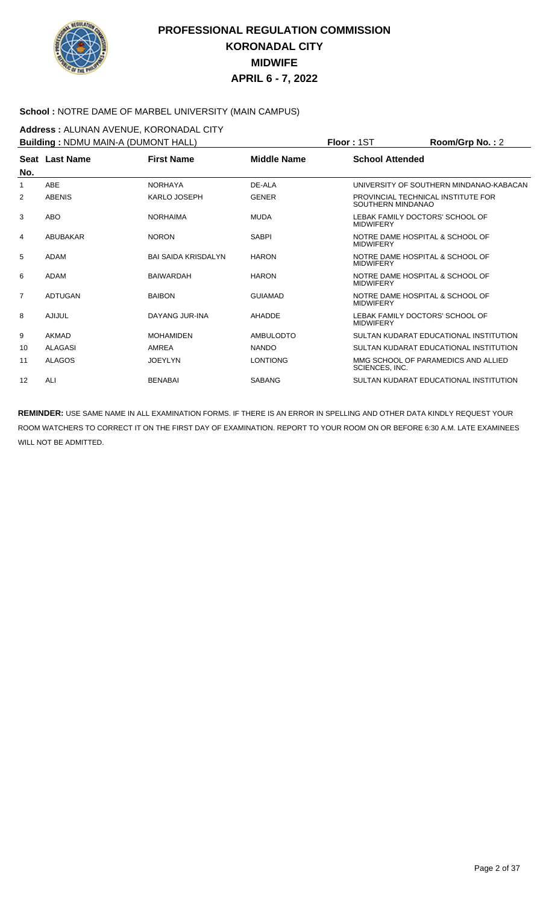# PROFESSIONAL REGULATION COMMISSION
## KORONADAL CITY
## MIDWIFE
## APRIL 6 - 7, 2022

**School :** NOTRE DAME OF MARBEL UNIVERSITY (MAIN CAMPUS)

**Address :** ALUNAN AVENUE, KORONADAL CITY

**Building :** NDMU MAIN-A (DUMONT HALL) **Floor :** 1ST **Room/Grp No. :** 2

| Seat No. | Last Name | First Name | Middle Name | School Attended |
|---|---|---|---|---|
| 1 | ABE | NORHAYA | DE-ALA | UNIVERSITY OF SOUTHERN MINDANAO-KABACAN |
| 2 | ABENIS | KARLO JOSEPH | GENER | PROVINCIAL TECHNICAL INSTITUTE FOR SOUTHERN MINDANAO |
| 3 | ABO | NORHAIMA | MUDA | LEBAK FAMILY DOCTORS' SCHOOL OF MIDWIFERY |
| 4 | ABUBAKAR | NORON | SABPI | NOTRE DAME HOSPITAL & SCHOOL OF MIDWIFERY |
| 5 | ADAM | BAI SAIDA KRISDALYN | HARON | NOTRE DAME HOSPITAL & SCHOOL OF MIDWIFERY |
| 6 | ADAM | BAIWARDAH | HARON | NOTRE DAME HOSPITAL & SCHOOL OF MIDWIFERY |
| 7 | ADTUGAN | BAIBON | GUIAMAD | NOTRE DAME HOSPITAL & SCHOOL OF MIDWIFERY |
| 8 | AJIJUL | DAYANG JUR-INA | AHADDE | LEBAK FAMILY DOCTORS' SCHOOL OF MIDWIFERY |
| 9 | AKMAD | MOHAMIDEN | AMBULODTO | SULTAN KUDARAT EDUCATIONAL INSTITUTION |
| 10 | ALAGASI | AMREA | NANDO | SULTAN KUDARAT EDUCATIONAL INSTITUTION |
| 11 | ALAGOS | JOEYLYN | LONTIONG | MMG SCHOOL OF PARAMEDICS AND ALLIED SCIENCES, INC. |
| 12 | ALI | BENABAI | SABANG | SULTAN KUDARAT EDUCATIONAL INSTITUTION |

**REMINDER:** USE SAME NAME IN ALL EXAMINATION FORMS. IF THERE IS AN ERROR IN SPELLING AND OTHER DATA KINDLY REQUEST YOUR ROOM WATCHERS TO CORRECT IT ON THE FIRST DAY OF EXAMINATION. REPORT TO YOUR ROOM ON OR BEFORE 6:30 A.M. LATE EXAMINEES WILL NOT BE ADMITTED.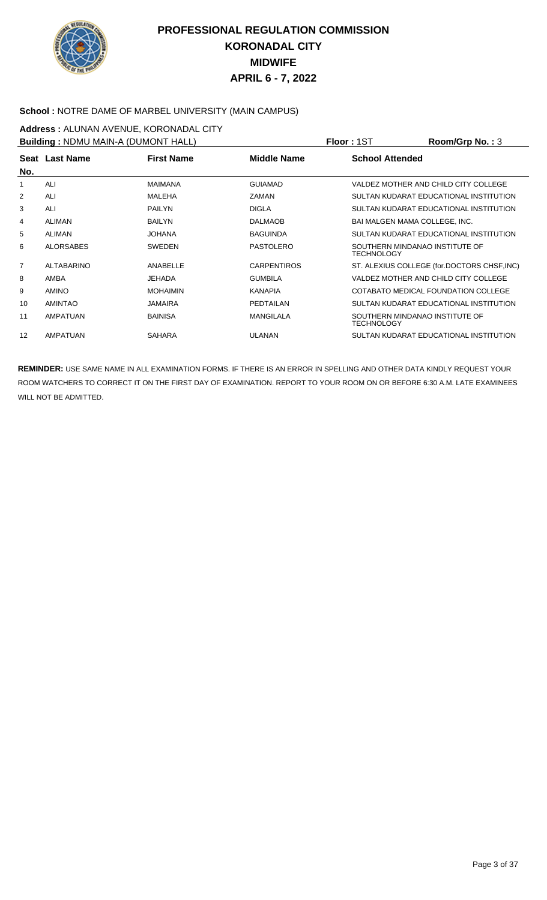# PROFESSIONAL REGULATION COMMISSION
# KORONADAL CITY
# MIDWIFE
# APRIL 6 - 7, 2022

**School :** NOTRE DAME OF MARBEL UNIVERSITY (MAIN CAMPUS)

**Address :** ALUNAN AVENUE, KORONADAL CITY

**Building :** NDMU MAIN-A (DUMONT HALL) **Floor :** 1ST **Room/Grp No. :** 3

| Seat No. | Last Name | First Name | Middle Name | School Attended |
|---|---|---|---|---|
| 1 | ALI | MAIMANA | GUIAMAD | VALDEZ MOTHER AND CHILD CITY COLLEGE |
| 2 | ALI | MALEHA | ZAMAN | SULTAN KUDARAT EDUCATIONAL INSTITUTION |
| 3 | ALI | PAILYN | DIGLA | SULTAN KUDARAT EDUCATIONAL INSTITUTION |
| 4 | ALIMAN | BAILYN | DALMAOB | BAI MALGEN MAMA COLLEGE, INC. |
| 5 | ALIMAN | JOHANA | BAGUINDA | SULTAN KUDARAT EDUCATIONAL INSTITUTION |
| 6 | ALORSABES | SWEDEN | PASTOLERO | SOUTHERN MINDANAO INSTITUTE OF TECHNOLOGY |
| 7 | ALTABARINO | ANABELLE | CARPENTIROS | ST. ALEXIUS COLLEGE (for.DOCTORS CHSF,INC) |
| 8 | AMBA | JEHADA | GUMBILA | VALDEZ MOTHER AND CHILD CITY COLLEGE |
| 9 | AMINO | MOHAIMIN | KANAPIA | COTABATO MEDICAL FOUNDATION COLLEGE |
| 10 | AMINTAO | JAMAIRA | PEDTAILAN | SULTAN KUDARAT EDUCATIONAL INSTITUTION |
| 11 | AMPATUAN | BAINISA | MANGILALA | SOUTHERN MINDANAO INSTITUTE OF TECHNOLOGY |
| 12 | AMPATUAN | SAHARA | ULANAN | SULTAN KUDARAT EDUCATIONAL INSTITUTION |

**REMINDER:** USE SAME NAME IN ALL EXAMINATION FORMS. IF THERE IS AN ERROR IN SPELLING AND OTHER DATA KINDLY REQUEST YOUR ROOM WATCHERS TO CORRECT IT ON THE FIRST DAY OF EXAMINATION. REPORT TO YOUR ROOM ON OR BEFORE 6:30 A.M. LATE EXAMINEES WILL NOT BE ADMITTED.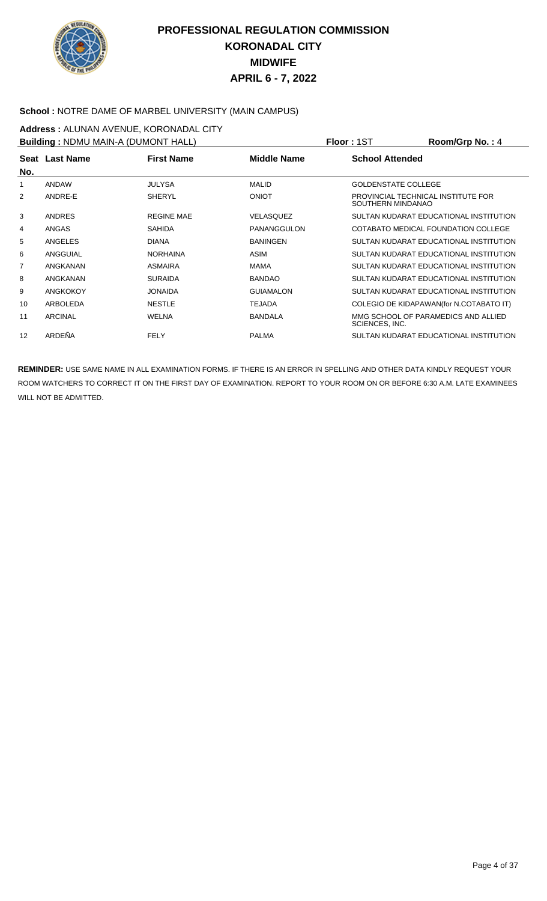# PROFESSIONAL REGULATION COMMISSION
# KORONADAL CITY
# MIDWIFE
# APRIL 6 - 7, 2022

**School :** NOTRE DAME OF MARBEL UNIVERSITY (MAIN CAMPUS)

**Address :** ALUNAN AVENUE, KORONADAL CITY

**Building :** NDMU MAIN-A (DUMONT HALL) **Floor :** 1ST **Room/Grp No. :** 4

| Seat No. | Last Name | First Name | Middle Name | School Attended |
|---|---|---|---|---|
| 1 | ANDAW | JULYSA | MALID | GOLDENSTATE COLLEGE |
| 2 | ANDRE-E | SHERYL | ONIOT | PROVINCIAL TECHNICAL INSTITUTE FOR SOUTHERN MINDANAO |
| 3 | ANDRES | REGINE MAE | VELASQUEZ | SULTAN KUDARAT EDUCATIONAL INSTITUTION |
| 4 | ANGAS | SAHIDA | PANANGGULON | COTABATO MEDICAL FOUNDATION COLLEGE |
| 5 | ANGELES | DIANA | BANINGEN | SULTAN KUDARAT EDUCATIONAL INSTITUTION |
| 6 | ANGGUIAL | NORHAINA | ASIM | SULTAN KUDARAT EDUCATIONAL INSTITUTION |
| 7 | ANGKANAN | ASMAIRA | MAMA | SULTAN KUDARAT EDUCATIONAL INSTITUTION |
| 8 | ANGKANAN | SURAIDA | BANDAO | SULTAN KUDARAT EDUCATIONAL INSTITUTION |
| 9 | ANGKOKOY | JONAIDA | GUIAMALON | SULTAN KUDARAT EDUCATIONAL INSTITUTION |
| 10 | ARBOLEDA | NESTLE | TEJADA | COLEGIO DE KIDAPAWAN(for N.COTABATO IT) |
| 11 | ARCINAL | WELNA | BANDALA | MMG SCHOOL OF PARAMEDICS AND ALLIED SCIENCES, INC. |
| 12 | ARDEÑA | FELY | PALMA | SULTAN KUDARAT EDUCATIONAL INSTITUTION |

**REMINDER:** USE SAME NAME IN ALL EXAMINATION FORMS. IF THERE IS AN ERROR IN SPELLING AND OTHER DATA KINDLY REQUEST YOUR ROOM WATCHERS TO CORRECT IT ON THE FIRST DAY OF EXAMINATION. REPORT TO YOUR ROOM ON OR BEFORE 6:30 A.M. LATE EXAMINEES WILL NOT BE ADMITTED.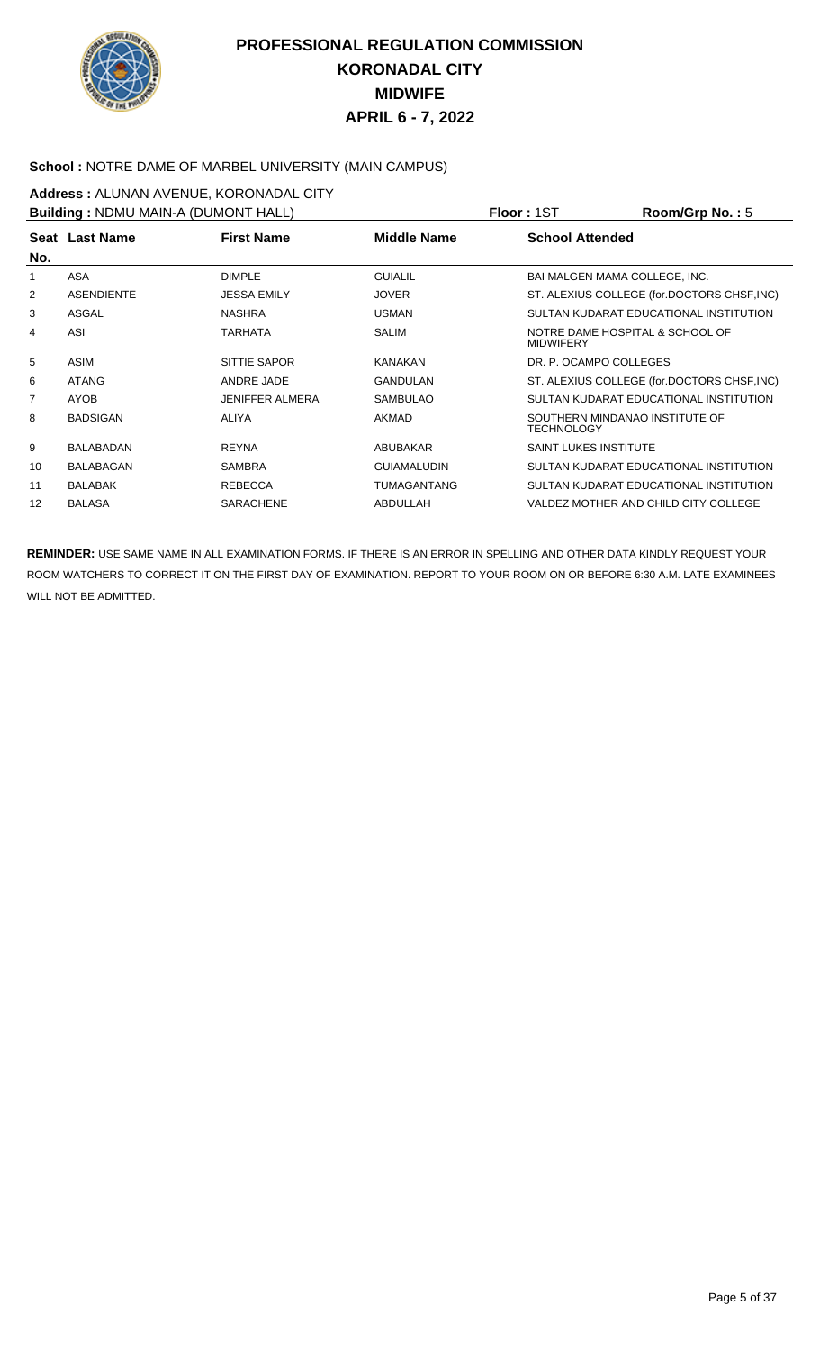# PROFESSIONAL REGULATION COMMISSION
# KORONADAL CITY
# MIDWIFE
# APRIL 6 - 7, 2022

**School :** NOTRE DAME OF MARBEL UNIVERSITY (MAIN CAMPUS)

**Address :** ALUNAN AVENUE, KORONADAL CITY

**Building :** NDMU MAIN-A (DUMONT HALL) **Floor :** 1ST **Room/Grp No. :** 5

| Seat No. | Last Name | First Name | Middle Name | School Attended |
|---|---|---|---|---|
| 1 | ASA | DIMPLE | GUIALIL | BAI MALGEN MAMA COLLEGE, INC. |
| 2 | ASENDIENTE | JESSA EMILY | JOVER | ST. ALEXIUS COLLEGE (for.DOCTORS CHSF,INC) |
| 3 | ASGAL | NASHRA | USMAN | SULTAN KUDARAT EDUCATIONAL INSTITUTION |
| 4 | ASI | TARHATA | SALIM | NOTRE DAME HOSPITAL & SCHOOL OF MIDWIFERY |
| 5 | ASIM | SITTIE SAPOR | KANAKAN | DR. P. OCAMPO COLLEGES |
| 6 | ATANG | ANDRE JADE | GANDULAN | ST. ALEXIUS COLLEGE (for.DOCTORS CHSF,INC) |
| 7 | AYOB | JENIFFER ALMERA | SAMBULAO | SULTAN KUDARAT EDUCATIONAL INSTITUTION |
| 8 | BADSIGAN | ALIYA | AKMAD | SOUTHERN MINDANAO INSTITUTE OF TECHNOLOGY |
| 9 | BALABADAN | REYNA | ABUBAKAR | SAINT LUKES INSTITUTE |
| 10 | BALABAGAN | SAMBRA | GUIAMALUDIN | SULTAN KUDARAT EDUCATIONAL INSTITUTION |
| 11 | BALABAK | REBECCA | TUMAGANTANG | SULTAN KUDARAT EDUCATIONAL INSTITUTION |
| 12 | BALASA | SARACHENE | ABDULLAH | VALDEZ MOTHER AND CHILD CITY COLLEGE |

**REMINDER:** USE SAME NAME IN ALL EXAMINATION FORMS. IF THERE IS AN ERROR IN SPELLING AND OTHER DATA KINDLY REQUEST YOUR ROOM WATCHERS TO CORRECT IT ON THE FIRST DAY OF EXAMINATION. REPORT TO YOUR ROOM ON OR BEFORE 6:30 A.M. LATE EXAMINEES WILL NOT BE ADMITTED.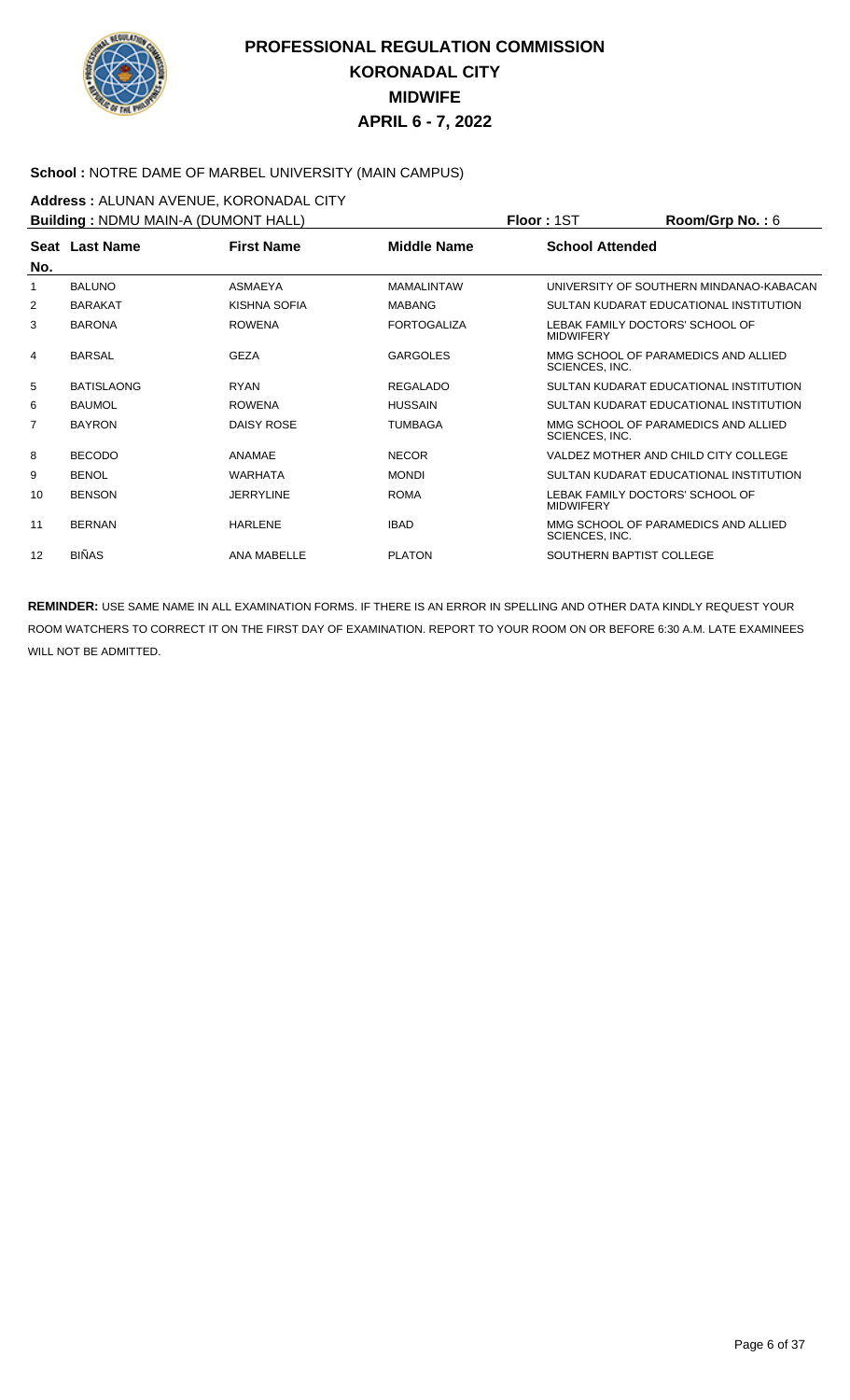# PROFESSIONAL REGULATION COMMISSION
## KORONADAL CITY
## MIDWIFE
## APRIL 6 - 7, 2022

**School :** NOTRE DAME OF MARBEL UNIVERSITY (MAIN CAMPUS)

**Address :** ALUNAN AVENUE, KORONADAL CITY

**Building :** NDMU MAIN-A (DUMONT HALL) **Floor :** 1ST **Room/Grp No. :** 6

| Seat No. | Last Name | First Name | Middle Name | School Attended |
|---|---|---|---|---|
| 1 | BALUNO | ASMAEYA | MAMALINTAW | UNIVERSITY OF SOUTHERN MINDANAO-KABACAN |
| 2 | BARAKAT | KISHNA SOFIA | MABANG | SULTAN KUDARAT EDUCATIONAL INSTITUTION |
| 3 | BARONA | ROWENA | FORTOGALIZA | LEBAK FAMILY DOCTORS' SCHOOL OF MIDWIFERY |
| 4 | BARSAL | GEZA | GARGOLES | MMG SCHOOL OF PARAMEDICS AND ALLIED SCIENCES, INC. |
| 5 | BATISLAONG | RYAN | REGALADO | SULTAN KUDARAT EDUCATIONAL INSTITUTION |
| 6 | BAUMOL | ROWENA | HUSSAIN | SULTAN KUDARAT EDUCATIONAL INSTITUTION |
| 7 | BAYRON | DAISY ROSE | TUMBAGA | MMG SCHOOL OF PARAMEDICS AND ALLIED SCIENCES, INC. |
| 8 | BECODO | ANAMAE | NECOR | VALDEZ MOTHER AND CHILD CITY COLLEGE |
| 9 | BENOL | WARHATA | MONDI | SULTAN KUDARAT EDUCATIONAL INSTITUTION |
| 10 | BENSON | JERRYLINE | ROMA | LEBAK FAMILY DOCTORS' SCHOOL OF MIDWIFERY |
| 11 | BERNAN | HARLENE | IBAD | MMG SCHOOL OF PARAMEDICS AND ALLIED SCIENCES, INC. |
| 12 | BIÑAS | ANA MABELLE | PLATON | SOUTHERN BAPTIST COLLEGE |

**REMINDER:** USE SAME NAME IN ALL EXAMINATION FORMS. IF THERE IS AN ERROR IN SPELLING AND OTHER DATA KINDLY REQUEST YOUR ROOM WATCHERS TO CORRECT IT ON THE FIRST DAY OF EXAMINATION. REPORT TO YOUR ROOM ON OR BEFORE 6:30 A.M. LATE EXAMINEES WILL NOT BE ADMITTED.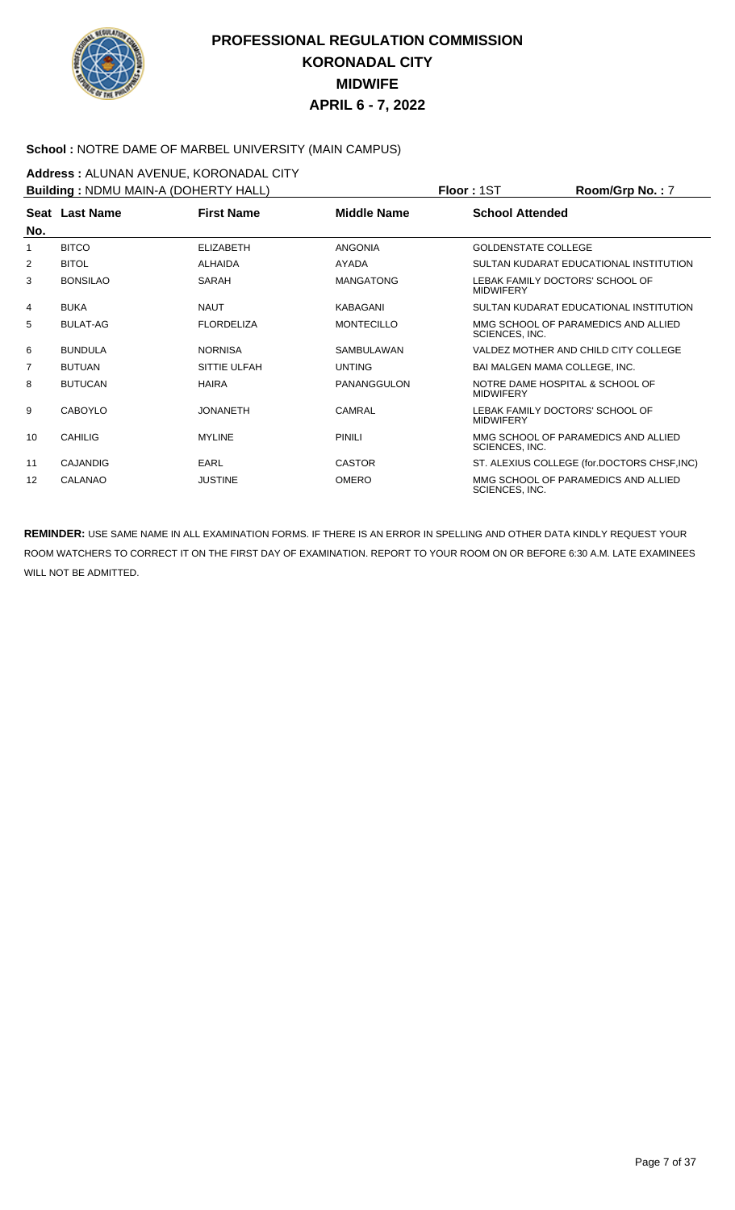# PROFESSIONAL REGULATION COMMISSION
# KORONADAL CITY
# MIDWIFE
# APRIL 6 - 7, 2022

**School :** NOTRE DAME OF MARBEL UNIVERSITY (MAIN CAMPUS)

**Address :** ALUNAN AVENUE, KORONADAL CITY

**Building :** NDMU MAIN-A (DOHERTY HALL) **Floor :** 1ST **Room/Grp No. :** 7

| Seat No. | Last Name | First Name | Middle Name | School Attended |
|---|---|---|---|---|
| 1 | BITCO | ELIZABETH | ANGONIA | GOLDENSTATE COLLEGE |
| 2 | BITOL | ALHAIDA | AYADA | SULTAN KUDARAT EDUCATIONAL INSTITUTION |
| 3 | BONSILAO | SARAH | MANGATONG | LEBAK FAMILY DOCTORS' SCHOOL OF MIDWIFERY |
| 4 | BUKA | NAUT | KABAGANI | SULTAN KUDARAT EDUCATIONAL INSTITUTION |
| 5 | BULAT-AG | FLORDELIZA | MONTECILLO | MMG SCHOOL OF PARAMEDICS AND ALLIED SCIENCES, INC. |
| 6 | BUNDULA | NORNISA | SAMBULAWAN | VALDEZ MOTHER AND CHILD CITY COLLEGE |
| 7 | BUTUAN | SITTIE ULFAH | UNTING | BAI MALGEN MAMA COLLEGE, INC. |
| 8 | BUTUCAN | HAIRA | PANANGGULON | NOTRE DAME HOSPITAL & SCHOOL OF MIDWIFERY |
| 9 | CABOYLO | JONANETH | CAMRAL | LEBAK FAMILY DOCTORS' SCHOOL OF MIDWIFERY |
| 10 | CAHILIG | MYLINE | PINILI | MMG SCHOOL OF PARAMEDICS AND ALLIED SCIENCES, INC. |
| 11 | CAJANDIG | EARL | CASTOR | ST. ALEXIUS COLLEGE (for.DOCTORS CHSF,INC) |
| 12 | CALANAO | JUSTINE | OMERO | MMG SCHOOL OF PARAMEDICS AND ALLIED SCIENCES, INC. |

**REMINDER:** USE SAME NAME IN ALL EXAMINATION FORMS. IF THERE IS AN ERROR IN SPELLING AND OTHER DATA KINDLY REQUEST YOUR ROOM WATCHERS TO CORRECT IT ON THE FIRST DAY OF EXAMINATION. REPORT TO YOUR ROOM ON OR BEFORE 6:30 A.M. LATE EXAMINEES WILL NOT BE ADMITTED.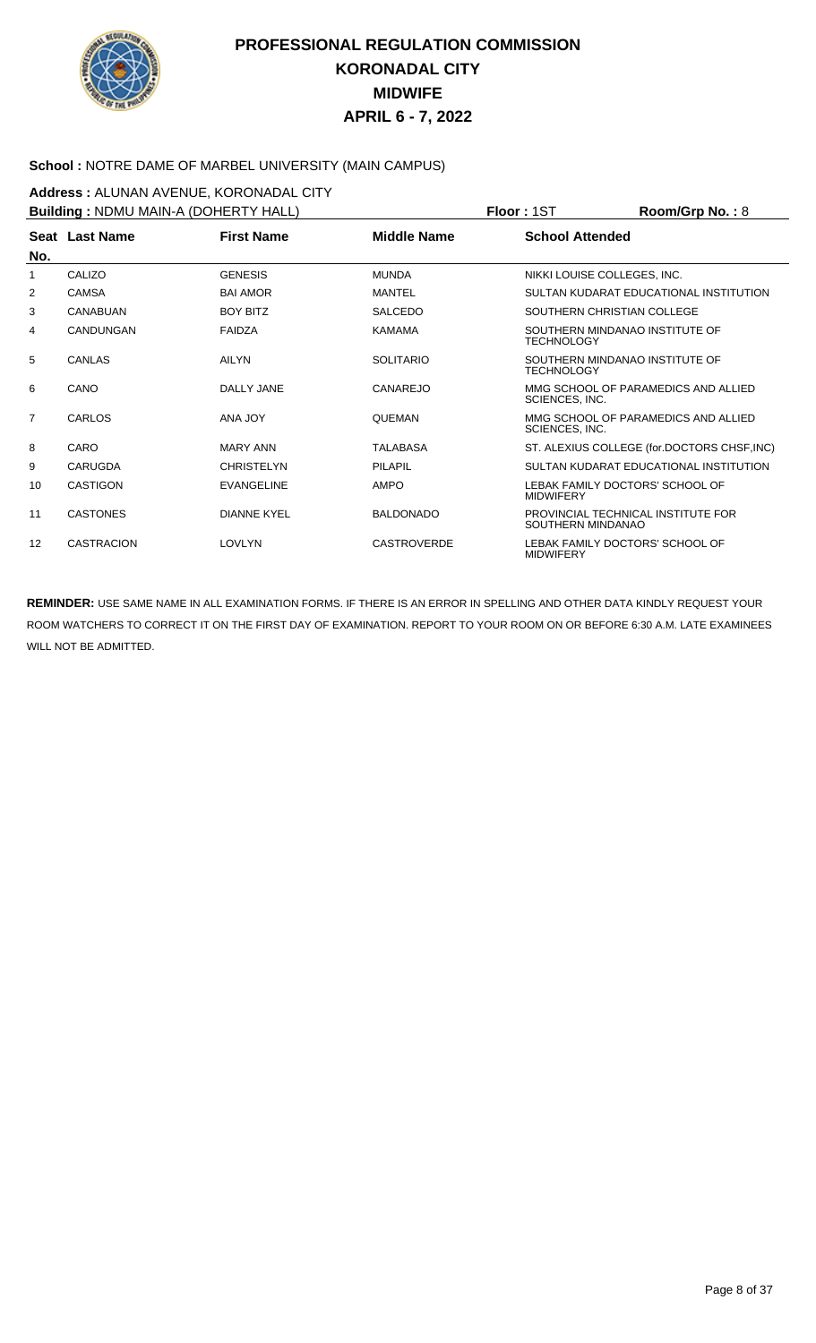# PROFESSIONAL REGULATION COMMISSION
## KORONADAL CITY
## MIDWIFE
## APRIL 6 - 7, 2022

**School :** NOTRE DAME OF MARBEL UNIVERSITY (MAIN CAMPUS)

**Address :** ALUNAN AVENUE, KORONADAL CITY

**Building :** NDMU MAIN-A (DOHERTY HALL) **Floor :** 1ST **Room/Grp No. :** 8

| Seat No. | Last Name | First Name | Middle Name | School Attended |
|---|---|---|---|---|
| 1 | CALIZO | GENESIS | MUNDA | NIKKI LOUISE COLLEGES, INC. |
| 2 | CAMSA | BAI AMOR | MANTEL | SULTAN KUDARAT EDUCATIONAL INSTITUTION |
| 3 | CANABUAN | BOY BITZ | SALCEDO | SOUTHERN CHRISTIAN COLLEGE |
| 4 | CANDUNGAN | FAIDZA | KAMAMA | SOUTHERN MINDANAO INSTITUTE OF TECHNOLOGY |
| 5 | CANLAS | AILYN | SOLITARIO | SOUTHERN MINDANAO INSTITUTE OF TECHNOLOGY |
| 6 | CANO | DALLY JANE | CANAREJO | MMG SCHOOL OF PARAMEDICS AND ALLIED SCIENCES, INC. |
| 7 | CARLOS | ANA JOY | QUEMAN | MMG SCHOOL OF PARAMEDICS AND ALLIED SCIENCES, INC. |
| 8 | CARO | MARY ANN | TALABASA | ST. ALEXIUS COLLEGE (for.DOCTORS CHSF,INC) |
| 9 | CARUGDA | CHRISTELYN | PILAPIL | SULTAN KUDARAT EDUCATIONAL INSTITUTION |
| 10 | CASTIGON | EVANGELINE | AMPO | LEBAK FAMILY DOCTORS' SCHOOL OF MIDWIFERY |
| 11 | CASTONES | DIANNE KYEL | BALDONADO | PROVINCIAL TECHNICAL INSTITUTE FOR SOUTHERN MINDANAO |
| 12 | CASTRACION | LOVLYN | CASTROVERDE | LEBAK FAMILY DOCTORS' SCHOOL OF MIDWIFERY |

**REMINDER:** USE SAME NAME IN ALL EXAMINATION FORMS. IF THERE IS AN ERROR IN SPELLING AND OTHER DATA KINDLY REQUEST YOUR ROOM WATCHERS TO CORRECT IT ON THE FIRST DAY OF EXAMINATION. REPORT TO YOUR ROOM ON OR BEFORE 6:30 A.M. LATE EXAMINEES WILL NOT BE ADMITTED.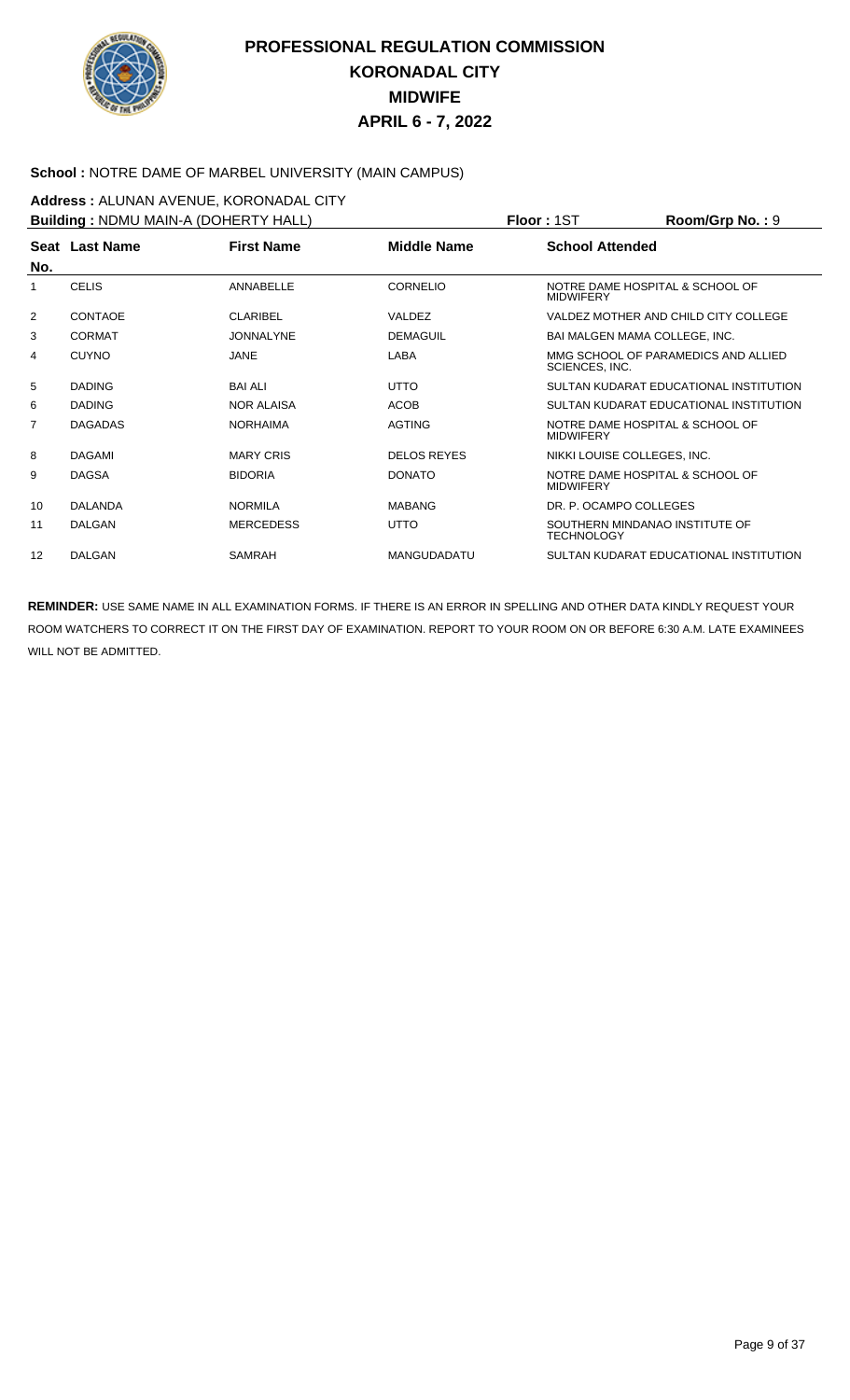# PROFESSIONAL REGULATION COMMISSION
## KORONADAL CITY
## MIDWIFE
## APRIL 6 - 7, 2022

**School :** NOTRE DAME OF MARBEL UNIVERSITY (MAIN CAMPUS)

**Address :** ALUNAN AVENUE, KORONADAL CITY

**Building :** NDMU MAIN-A (DOHERTY HALL) **Floor :** 1ST **Room/Grp No. :** 9

| Seat No. | Last Name | First Name | Middle Name | School Attended |
|---|---|---|---|---|
| 1 | CELIS | ANNABELLE | CORNELIO | NOTRE DAME HOSPITAL & SCHOOL OF MIDWIFERY |
| 2 | CONTAOE | CLARIBEL | VALDEZ | VALDEZ MOTHER AND CHILD CITY COLLEGE |
| 3 | CORMAT | JONNALYNE | DEMAGUIL | BAI MALGEN MAMA COLLEGE, INC. |
| 4 | CUYNO | JANE | LABA | MMG SCHOOL OF PARAMEDICS AND ALLIED SCIENCES, INC. |
| 5 | DADING | BAI ALI | UTTO | SULTAN KUDARAT EDUCATIONAL INSTITUTION |
| 6 | DADING | NOR ALAISA | ACOB | SULTAN KUDARAT EDUCATIONAL INSTITUTION |
| 7 | DAGADAS | NORHAIMA | AGTING | NOTRE DAME HOSPITAL & SCHOOL OF MIDWIFERY |
| 8 | DAGAMI | MARY CRIS | DELOS REYES | NIKKI LOUISE COLLEGES, INC. |
| 9 | DAGSA | BIDORIA | DONATO | NOTRE DAME HOSPITAL & SCHOOL OF MIDWIFERY |
| 10 | DALANDA | NORMILA | MABANG | DR. P. OCAMPO COLLEGES |
| 11 | DALGAN | MERCEDESS | UTTO | SOUTHERN MINDANAO INSTITUTE OF TECHNOLOGY |
| 12 | DALGAN | SAMRAH | MANGUDADATU | SULTAN KUDARAT EDUCATIONAL INSTITUTION |

**REMINDER:** USE SAME NAME IN ALL EXAMINATION FORMS. IF THERE IS AN ERROR IN SPELLING AND OTHER DATA KINDLY REQUEST YOUR ROOM WATCHERS TO CORRECT IT ON THE FIRST DAY OF EXAMINATION. REPORT TO YOUR ROOM ON OR BEFORE 6:30 A.M. LATE EXAMINEES WILL NOT BE ADMITTED.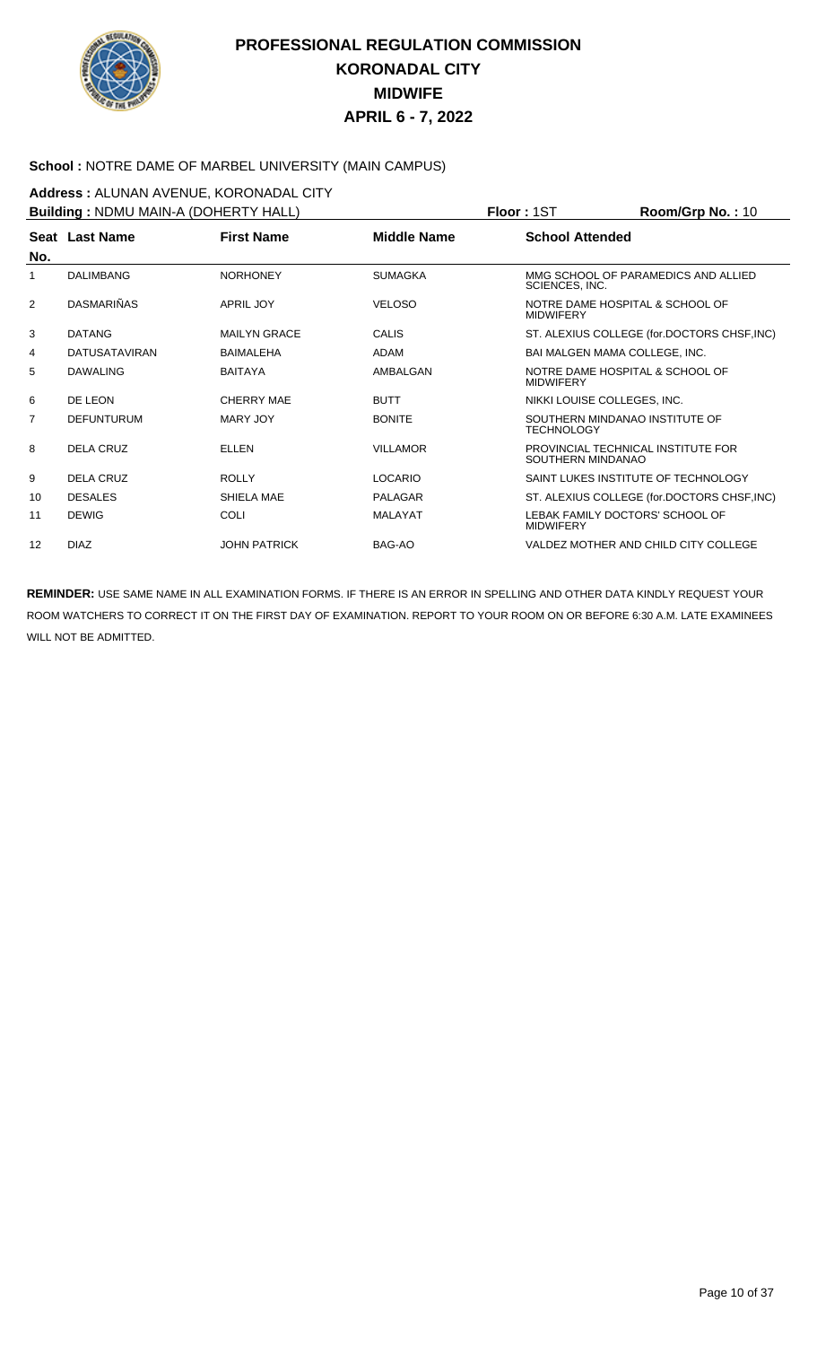# PROFESSIONAL REGULATION COMMISSION
## KORONADAL CITY
## MIDWIFE
## APRIL 6 - 7, 2022

**School :** NOTRE DAME OF MARBEL UNIVERSITY (MAIN CAMPUS)

**Address :** ALUNAN AVENUE, KORONADAL CITY

**Building :** NDMU MAIN-A (DOHERTY HALL) **Floor :** 1ST **Room/Grp No. :** 10

| Seat No. | Last Name | First Name | Middle Name | School Attended |
|---|---|---|---|---|
| 1 | DALIMBANG | NORHONEY | SUMAGKA | MMG SCHOOL OF PARAMEDICS AND ALLIED SCIENCES, INC. |
| 2 | DASMARIÑAS | APRIL JOY | VELOSO | NOTRE DAME HOSPITAL & SCHOOL OF MIDWIFERY |
| 3 | DATANG | MAILYN GRACE | CALIS | ST. ALEXIUS COLLEGE (for.DOCTORS CHSF,INC) |
| 4 | DATUSATAVIRAN | BAIMALEHA | ADAM | BAI MALGEN MAMA COLLEGE, INC. |
| 5 | DAWALING | BAITAYA | AMBALGAN | NOTRE DAME HOSPITAL & SCHOOL OF MIDWIFERY |
| 6 | DE LEON | CHERRY MAE | BUTT | NIKKI LOUISE COLLEGES, INC. |
| 7 | DEFUNTURUM | MARY JOY | BONITE | SOUTHERN MINDANAO INSTITUTE OF TECHNOLOGY |
| 8 | DELA CRUZ | ELLEN | VILLAMOR | PROVINCIAL TECHNICAL INSTITUTE FOR SOUTHERN MINDANAO |
| 9 | DELA CRUZ | ROLLY | LOCARIO | SAINT LUKES INSTITUTE OF TECHNOLOGY |
| 10 | DESALES | SHIELA MAE | PALAGAR | ST. ALEXIUS COLLEGE (for.DOCTORS CHSF,INC) |
| 11 | DEWIG | COLI | MALAYAT | LEBAK FAMILY DOCTORS' SCHOOL OF MIDWIFERY |
| 12 | DIAZ | JOHN PATRICK | BAG-AO | VALDEZ MOTHER AND CHILD CITY COLLEGE |

**REMINDER:** USE SAME NAME IN ALL EXAMINATION FORMS. IF THERE IS AN ERROR IN SPELLING AND OTHER DATA KINDLY REQUEST YOUR ROOM WATCHERS TO CORRECT IT ON THE FIRST DAY OF EXAMINATION. REPORT TO YOUR ROOM ON OR BEFORE 6:30 A.M. LATE EXAMINEES WILL NOT BE ADMITTED.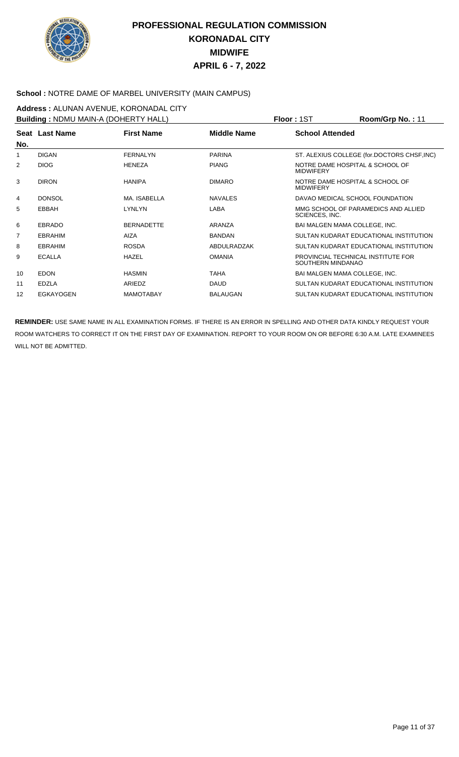# PROFESSIONAL REGULATION COMMISSION
## KORONADAL CITY
## MIDWIFE
## APRIL 6 - 7, 2022

**School :** NOTRE DAME OF MARBEL UNIVERSITY (MAIN CAMPUS)

**Address :** ALUNAN AVENUE, KORONADAL CITY

**Building :** NDMU MAIN-A (DOHERTY HALL) **Floor :** 1ST **Room/Grp No. :** 11

| Seat No. | Last Name | First Name | Middle Name | School Attended |
|---|---|---|---|---|
| 1 | DIGAN | FERNALYN | PARINA | ST. ALEXIUS COLLEGE (for.DOCTORS CHSF,INC) |
| 2 | DIOG | HENEZA | PIANG | NOTRE DAME HOSPITAL & SCHOOL OF MIDWIFERY |
| 3 | DIRON | HANIPA | DIMARO | NOTRE DAME HOSPITAL & SCHOOL OF MIDWIFERY |
| 4 | DONSOL | MA. ISABELLA | NAVALES | DAVAO MEDICAL SCHOOL FOUNDATION |
| 5 | EBBAH | LYNLYN | LABA | MMG SCHOOL OF PARAMEDICS AND ALLIED SCIENCES, INC. |
| 6 | EBRADO | BERNADETTE | ARANZA | BAI MALGEN MAMA COLLEGE, INC. |
| 7 | EBRAHIM | AIZA | BANDAN | SULTAN KUDARAT EDUCATIONAL INSTITUTION |
| 8 | EBRAHIM | ROSDA | ABDULRADZAK | SULTAN KUDARAT EDUCATIONAL INSTITUTION |
| 9 | ECALLA | HAZEL | OMANIA | PROVINCIAL TECHNICAL INSTITUTE FOR SOUTHERN MINDANAO |
| 10 | EDON | HASMIN | TAHA | BAI MALGEN MAMA COLLEGE, INC. |
| 11 | EDZLA | ARIEDZ | DAUD | SULTAN KUDARAT EDUCATIONAL INSTITUTION |
| 12 | EGKAYOGEN | MAMOTABAY | BALAUGAN | SULTAN KUDARAT EDUCATIONAL INSTITUTION |

**REMINDER:** USE SAME NAME IN ALL EXAMINATION FORMS. IF THERE IS AN ERROR IN SPELLING AND OTHER DATA KINDLY REQUEST YOUR ROOM WATCHERS TO CORRECT IT ON THE FIRST DAY OF EXAMINATION. REPORT TO YOUR ROOM ON OR BEFORE 6:30 A.M. LATE EXAMINEES WILL NOT BE ADMITTED.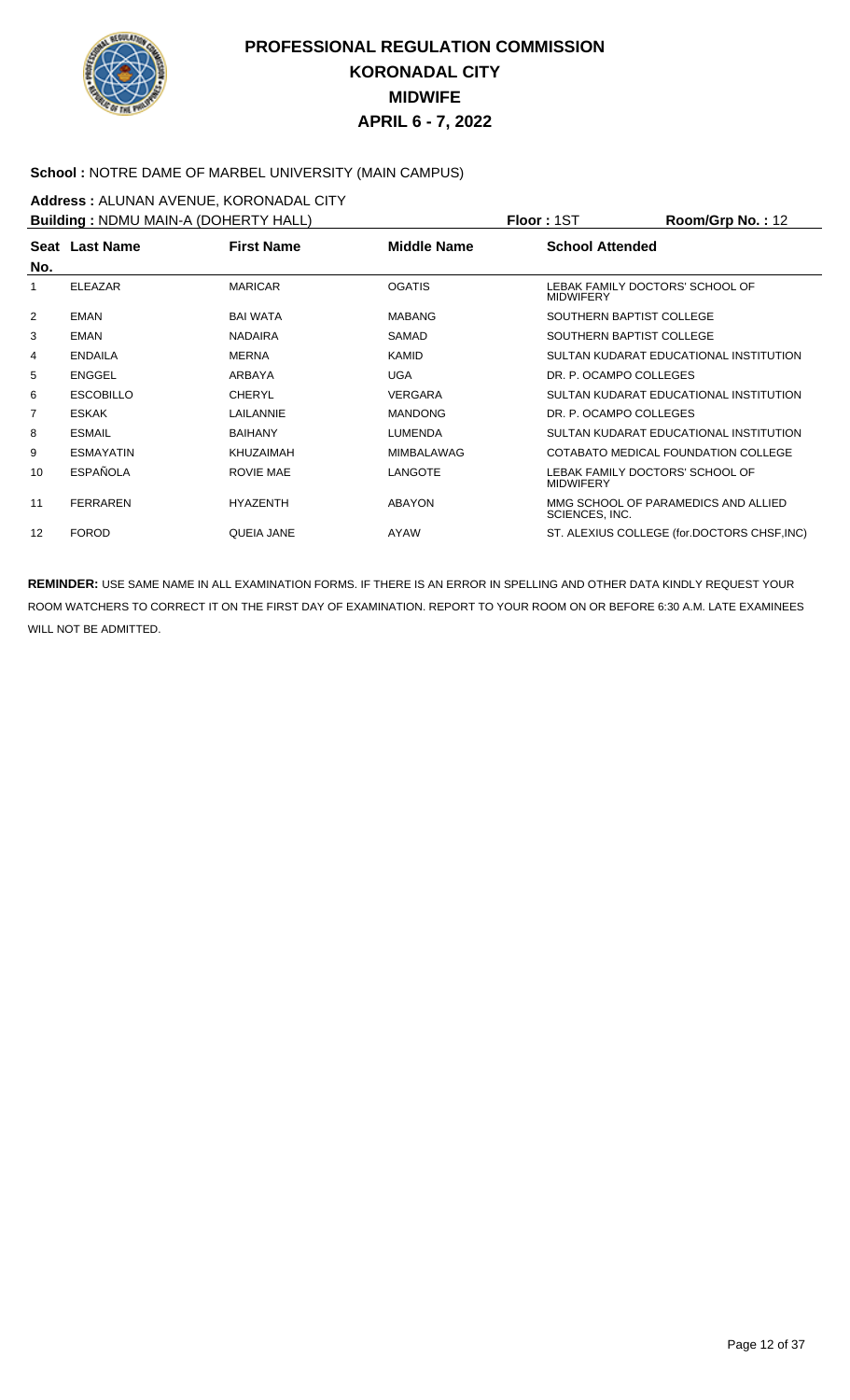# PROFESSIONAL REGULATION COMMISSION
## KORONADAL CITY
## MIDWIFE
## APRIL 6 - 7, 2022

**School :** NOTRE DAME OF MARBEL UNIVERSITY (MAIN CAMPUS)

**Address :** ALUNAN AVENUE, KORONADAL CITY

**Building :** NDMU MAIN-A (DOHERTY HALL) **Floor :** 1ST **Room/Grp No. :** 12

| Seat No. | Last Name | First Name | Middle Name | School Attended |
|---|---|---|---|---|
| 1 | ELEAZAR | MARICAR | OGATIS | LEBAK FAMILY DOCTORS' SCHOOL OF MIDWIFERY |
| 2 | EMAN | BAI WATA | MABANG | SOUTHERN BAPTIST COLLEGE |
| 3 | EMAN | NADAIRA | SAMAD | SOUTHERN BAPTIST COLLEGE |
| 4 | ENDAILA | MERNA | KAMID | SULTAN KUDARAT EDUCATIONAL INSTITUTION |
| 5 | ENGGEL | ARBAYA | UGA | DR. P. OCAMPO COLLEGES |
| 6 | ESCOBILLO | CHERYL | VERGARA | SULTAN KUDARAT EDUCATIONAL INSTITUTION |
| 7 | ESKAK | LAILANNIE | MANDONG | DR. P. OCAMPO COLLEGES |
| 8 | ESMAIL | BAIHANY | LUMENDA | SULTAN KUDARAT EDUCATIONAL INSTITUTION |
| 9 | ESMAYATIN | KHUZAIMAH | MIMBALAWAG | COTABATO MEDICAL FOUNDATION COLLEGE |
| 10 | ESPAÑOLA | ROVIE MAE | LANGOTE | LEBAK FAMILY DOCTORS' SCHOOL OF MIDWIFERY |
| 11 | FERRAREN | HYAZENTH | ABAYON | MMG SCHOOL OF PARAMEDICS AND ALLIED SCIENCES, INC. |
| 12 | FOROD | QUEIA JANE | AYAW | ST. ALEXIUS COLLEGE (for.DOCTORS CHSF,INC) |

**REMINDER:** USE SAME NAME IN ALL EXAMINATION FORMS. IF THERE IS AN ERROR IN SPELLING AND OTHER DATA KINDLY REQUEST YOUR ROOM WATCHERS TO CORRECT IT ON THE FIRST DAY OF EXAMINATION. REPORT TO YOUR ROOM ON OR BEFORE 6:30 A.M. LATE EXAMINEES WILL NOT BE ADMITTED.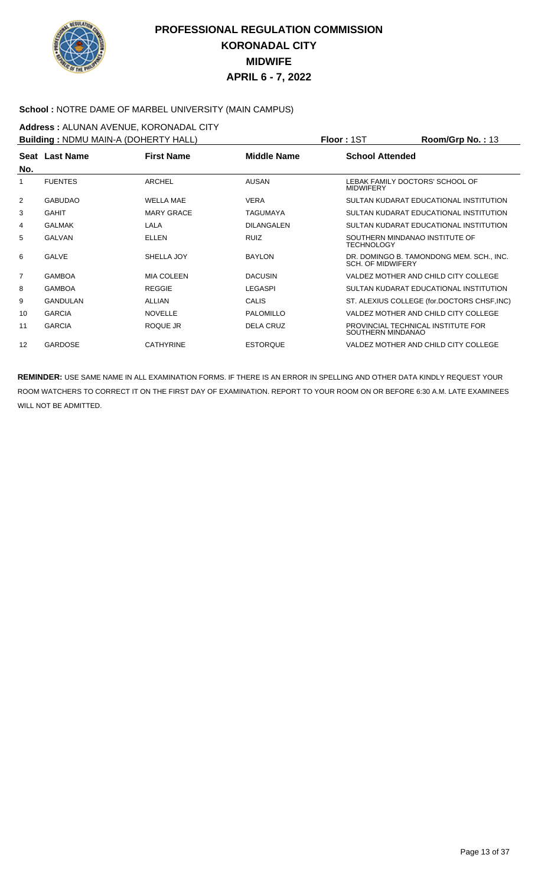# PROFESSIONAL REGULATION COMMISSION
## KORONADAL CITY
## MIDWIFE
## APRIL 6 - 7, 2022

**School :** NOTRE DAME OF MARBEL UNIVERSITY (MAIN CAMPUS)

**Address :** ALUNAN AVENUE, KORONADAL CITY

**Building :** NDMU MAIN-A (DOHERTY HALL) **Floor :** 1ST **Room/Grp No. :** 13

| Seat No. | Last Name | First Name | Middle Name | School Attended |
|---|---|---|---|---|
| 1 | FUENTES | ARCHEL | AUSAN | LEBAK FAMILY DOCTORS' SCHOOL OF MIDWIFERY |
| 2 | GABUDAO | WELLA MAE | VERA | SULTAN KUDARAT EDUCATIONAL INSTITUTION |
| 3 | GAHIT | MARY GRACE | TAGUMAYA | SULTAN KUDARAT EDUCATIONAL INSTITUTION |
| 4 | GALMAK | LALA | DILANGALEN | SULTAN KUDARAT EDUCATIONAL INSTITUTION |
| 5 | GALVAN | ELLEN | RUIZ | SOUTHERN MINDANAO INSTITUTE OF TECHNOLOGY |
| 6 | GALVE | SHELLA JOY | BAYLON | DR. DOMINGO B. TAMONDONG MEM. SCH., INC. SCH. OF MIDWIFERY |
| 7 | GAMBOA | MIA COLEEN | DACUSIN | VALDEZ MOTHER AND CHILD CITY COLLEGE |
| 8 | GAMBOA | REGGIE | LEGASPI | SULTAN KUDARAT EDUCATIONAL INSTITUTION |
| 9 | GANDULAN | ALLIAN | CALIS | ST. ALEXIUS COLLEGE (for.DOCTORS CHSF,INC) |
| 10 | GARCIA | NOVELLE | PALOMILLO | VALDEZ MOTHER AND CHILD CITY COLLEGE |
| 11 | GARCIA | ROQUE JR | DELA CRUZ | PROVINCIAL TECHNICAL INSTITUTE FOR SOUTHERN MINDANAO |
| 12 | GARDOSE | CATHYRINE | ESTORQUE | VALDEZ MOTHER AND CHILD CITY COLLEGE |

**REMINDER:** USE SAME NAME IN ALL EXAMINATION FORMS. IF THERE IS AN ERROR IN SPELLING AND OTHER DATA KINDLY REQUEST YOUR ROOM WATCHERS TO CORRECT IT ON THE FIRST DAY OF EXAMINATION. REPORT TO YOUR ROOM ON OR BEFORE 6:30 A.M. LATE EXAMINEES WILL NOT BE ADMITTED.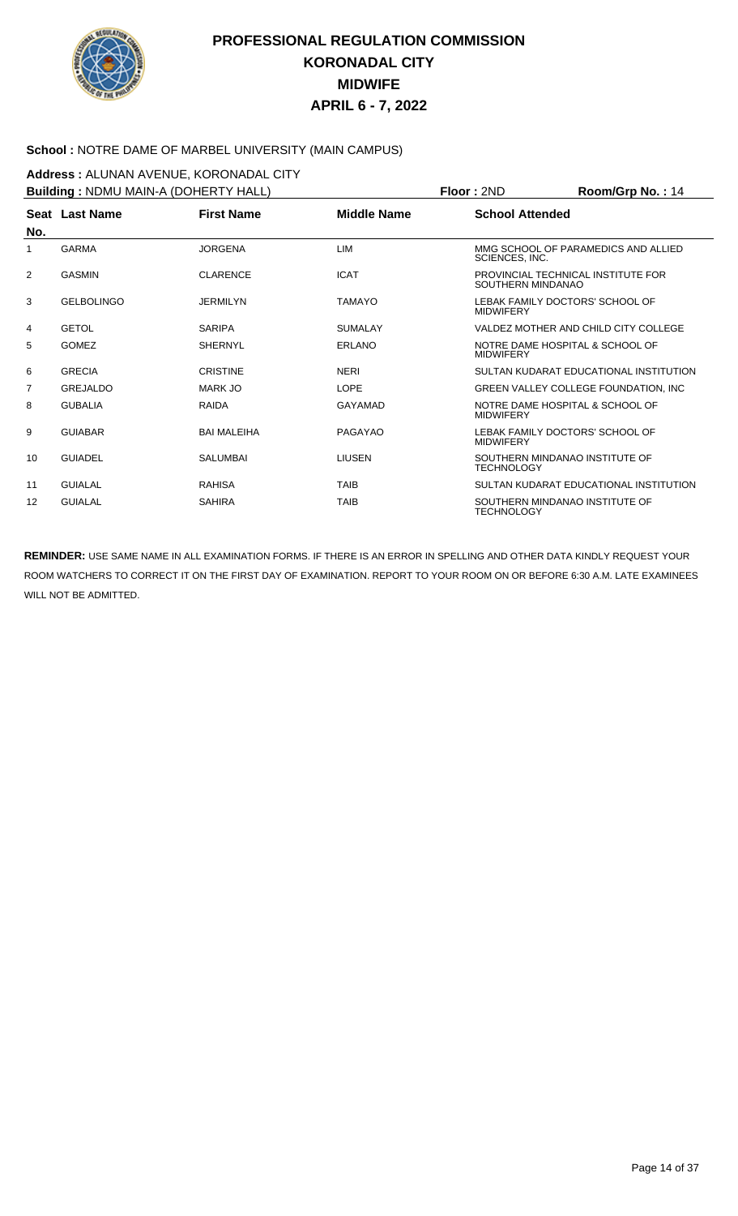# PROFESSIONAL REGULATION COMMISSION
# KORONADAL CITY
# MIDWIFE
# APRIL 6 - 7, 2022

**School :** NOTRE DAME OF MARBEL UNIVERSITY (MAIN CAMPUS)

**Address :** ALUNAN AVENUE, KORONADAL CITY

**Building :** NDMU MAIN-A (DOHERTY HALL) **Floor :** 2ND **Room/Grp No. :** 14

| Seat No. | Last Name | First Name | Middle Name | School Attended |
|---|---|---|---|---|
| 1 | GARMA | JORGENA | LIM | MMG SCHOOL OF PARAMEDICS AND ALLIED SCIENCES, INC. |
| 2 | GASMIN | CLARENCE | ICAT | PROVINCIAL TECHNICAL INSTITUTE FOR SOUTHERN MINDANAO |
| 3 | GELBOLINGO | JERMILYN | TAMAYO | LEBAK FAMILY DOCTORS' SCHOOL OF MIDWIFERY |
| 4 | GETOL | SARIPA | SUMALAY | VALDEZ MOTHER AND CHILD CITY COLLEGE |
| 5 | GOMEZ | SHERNYL | ERLANO | NOTRE DAME HOSPITAL & SCHOOL OF MIDWIFERY |
| 6 | GRECIA | CRISTINE | NERI | SULTAN KUDARAT EDUCATIONAL INSTITUTION |
| 7 | GREJALDO | MARK JO | LOPE | GREEN VALLEY COLLEGE FOUNDATION, INC |
| 8 | GUBALIA | RAIDA | GAYAMAD | NOTRE DAME HOSPITAL & SCHOOL OF MIDWIFERY |
| 9 | GUIABAR | BAI MALEIHA | PAGAYAO | LEBAK FAMILY DOCTORS' SCHOOL OF MIDWIFERY |
| 10 | GUIADEL | SALUMBAI | LIUSEN | SOUTHERN MINDANAO INSTITUTE OF TECHNOLOGY |
| 11 | GUIALAL | RAHISA | TAIB | SULTAN KUDARAT EDUCATIONAL INSTITUTION |
| 12 | GUIALAL | SAHIRA | TAIB | SOUTHERN MINDANAO INSTITUTE OF TECHNOLOGY |

**REMINDER:** USE SAME NAME IN ALL EXAMINATION FORMS. IF THERE IS AN ERROR IN SPELLING AND OTHER DATA KINDLY REQUEST YOUR ROOM WATCHERS TO CORRECT IT ON THE FIRST DAY OF EXAMINATION. REPORT TO YOUR ROOM ON OR BEFORE 6:30 A.M. LATE EXAMINEES WILL NOT BE ADMITTED.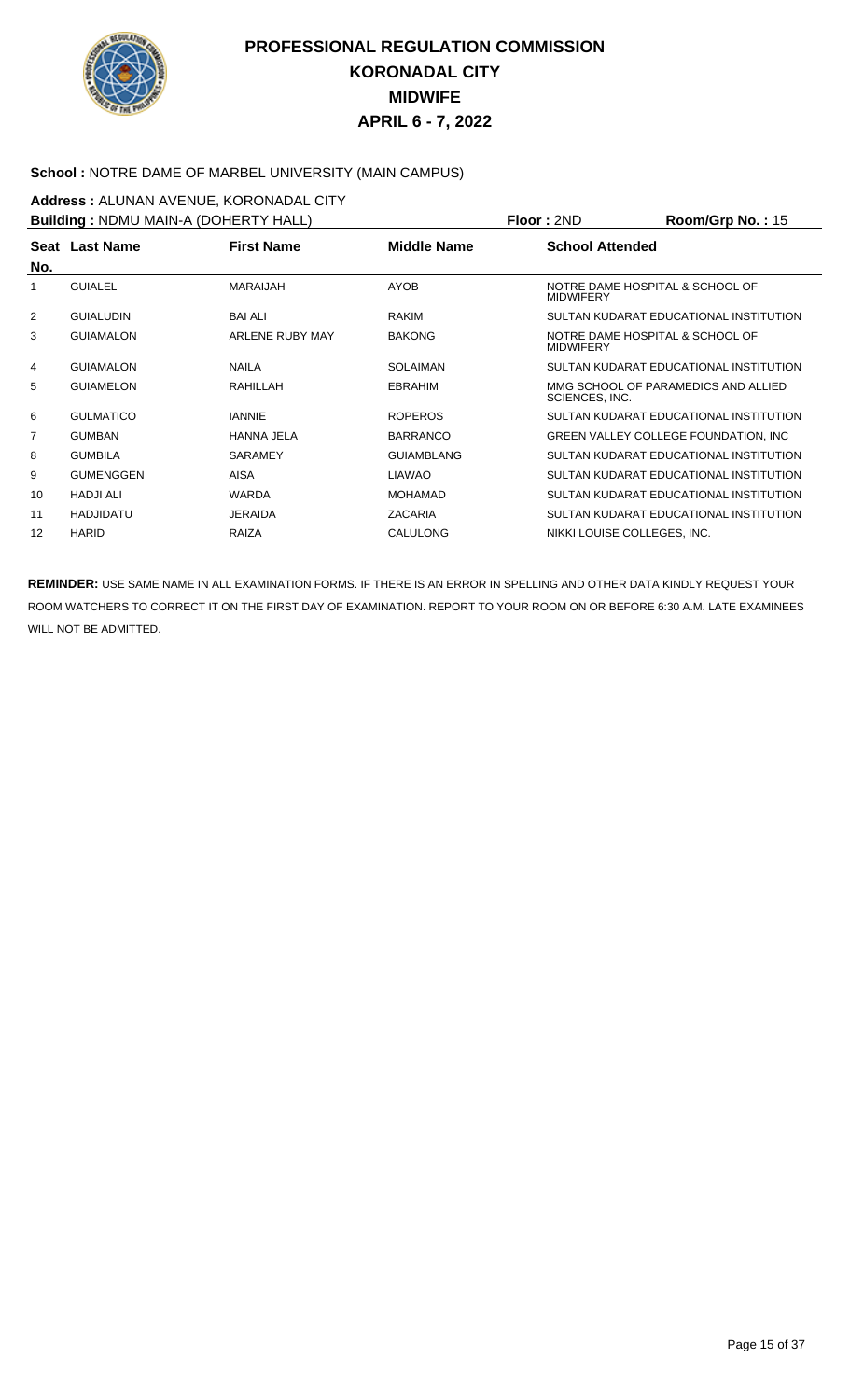# PROFESSIONAL REGULATION COMMISSION
# KORONADAL CITY
# MIDWIFE
# APRIL 6 - 7, 2022

**School :** NOTRE DAME OF MARBEL UNIVERSITY (MAIN CAMPUS)

**Address :** ALUNAN AVENUE, KORONADAL CITY

**Building :** NDMU MAIN-A (DOHERTY HALL) **Floor :** 2ND **Room/Grp No. :** 15

| Seat No. | Last Name | First Name | Middle Name | School Attended |
|---|---|---|---|---|
| 1 | GUIALEL | MARAIJAH | AYOB | NOTRE DAME HOSPITAL & SCHOOL OF MIDWIFERY |
| 2 | GUIALUDIN | BAI ALI | RAKIM | SULTAN KUDARAT EDUCATIONAL INSTITUTION |
| 3 | GUIAMALON | ARLENE RUBY MAY | BAKONG | NOTRE DAME HOSPITAL & SCHOOL OF MIDWIFERY |
| 4 | GUIAMALON | NAILA | SOLAIMAN | SULTAN KUDARAT EDUCATIONAL INSTITUTION |
| 5 | GUIAMELON | RAHILLAH | EBRAHIM | MMG SCHOOL OF PARAMEDICS AND ALLIED SCIENCES, INC. |
| 6 | GULMATICO | IANNIE | ROPEROS | SULTAN KUDARAT EDUCATIONAL INSTITUTION |
| 7 | GUMBAN | HANNA JELA | BARRANCO | GREEN VALLEY COLLEGE FOUNDATION, INC |
| 8 | GUMBILA | SARAMEY | GUIAMBLANG | SULTAN KUDARAT EDUCATIONAL INSTITUTION |
| 9 | GUMENGGEN | AISA | LIAWAO | SULTAN KUDARAT EDUCATIONAL INSTITUTION |
| 10 | HADJI ALI | WARDA | MOHAMAD | SULTAN KUDARAT EDUCATIONAL INSTITUTION |
| 11 | HADJIDATU | JERAIDA | ZACARIA | SULTAN KUDARAT EDUCATIONAL INSTITUTION |
| 12 | HARID | RAIZA | CALULONG | NIKKI LOUISE COLLEGES, INC. |

**REMINDER:** USE SAME NAME IN ALL EXAMINATION FORMS. IF THERE IS AN ERROR IN SPELLING AND OTHER DATA KINDLY REQUEST YOUR ROOM WATCHERS TO CORRECT IT ON THE FIRST DAY OF EXAMINATION. REPORT TO YOUR ROOM ON OR BEFORE 6:30 A.M. LATE EXAMINEES WILL NOT BE ADMITTED.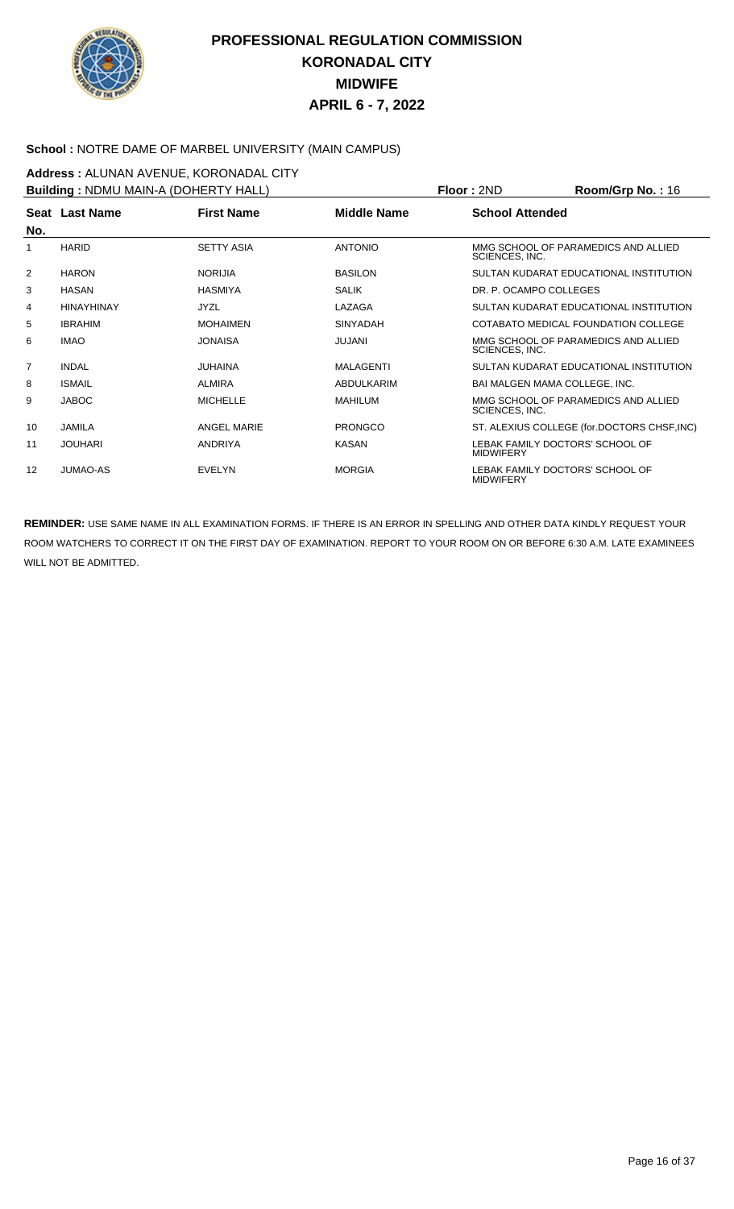# PROFESSIONAL REGULATION COMMISSION
## KORONADAL CITY
## MIDWIFE
## APRIL 6 - 7, 2022

**School :** NOTRE DAME OF MARBEL UNIVERSITY (MAIN CAMPUS)

**Address :** ALUNAN AVENUE, KORONADAL CITY

**Building :** NDMU MAIN-A (DOHERTY HALL) **Floor :** 2ND **Room/Grp No. :** 16

| Seat No. | Last Name | First Name | Middle Name | School Attended |
|---|---|---|---|---|
| 1 | HARID | SETTY ASIA | ANTONIO | MMG SCHOOL OF PARAMEDICS AND ALLIED SCIENCES, INC. |
| 2 | HARON | NORIJIA | BASILON | SULTAN KUDARAT EDUCATIONAL INSTITUTION |
| 3 | HASAN | HASMIYA | SALIK | DR. P. OCAMPO COLLEGES |
| 4 | HINAYHINAY | JYZL | LAZAGA | SULTAN KUDARAT EDUCATIONAL INSTITUTION |
| 5 | IBRAHIM | MOHAIMEN | SINYADAH | COTABATO MEDICAL FOUNDATION COLLEGE |
| 6 | IMAO | JONAISA | JUJANI | MMG SCHOOL OF PARAMEDICS AND ALLIED SCIENCES, INC. |
| 7 | INDAL | JUHAINA | MALAGENTI | SULTAN KUDARAT EDUCATIONAL INSTITUTION |
| 8 | ISMAIL | ALMIRA | ABDULKARIM | BAI MALGEN MAMA COLLEGE, INC. |
| 9 | JABOC | MICHELLE | MAHILUM | MMG SCHOOL OF PARAMEDICS AND ALLIED SCIENCES, INC. |
| 10 | JAMILA | ANGEL MARIE | PRONGCO | ST. ALEXIUS COLLEGE (for.DOCTORS CHSF,INC) |
| 11 | JOUHARI | ANDRIYA | KASAN | LEBAK FAMILY DOCTORS' SCHOOL OF MIDWIFERY |
| 12 | JUMAO-AS | EVELYN | MORGIA | LEBAK FAMILY DOCTORS' SCHOOL OF MIDWIFERY |

**REMINDER:** USE SAME NAME IN ALL EXAMINATION FORMS. IF THERE IS AN ERROR IN SPELLING AND OTHER DATA KINDLY REQUEST YOUR ROOM WATCHERS TO CORRECT IT ON THE FIRST DAY OF EXAMINATION. REPORT TO YOUR ROOM ON OR BEFORE 6:30 A.M. LATE EXAMINEES WILL NOT BE ADMITTED.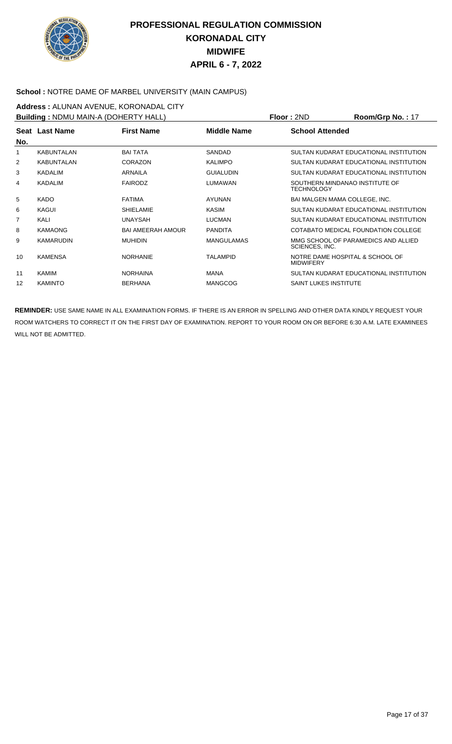# PROFESSIONAL REGULATION COMMISSION
## KORONADAL CITY
## MIDWIFE
## APRIL 6 - 7, 2022

**School :** NOTRE DAME OF MARBEL UNIVERSITY (MAIN CAMPUS)

**Address :** ALUNAN AVENUE, KORONADAL CITY

**Building :** NDMU MAIN-A (DOHERTY HALL) **Floor :** 2ND **Room/Grp No. :** 17

| Seat No. | Last Name | First Name | Middle Name | School Attended |
|---|---|---|---|---|
| 1 | KABUNTALAN | BAI TATA | SANDAD | SULTAN KUDARAT EDUCATIONAL INSTITUTION |
| 2 | KABUNTALAN | CORAZON | KALIMPO | SULTAN KUDARAT EDUCATIONAL INSTITUTION |
| 3 | KADALIM | ARNAILA | GUIALUDIN | SULTAN KUDARAT EDUCATIONAL INSTITUTION |
| 4 | KADALIM | FAIRODZ | LUMAWAN | SOUTHERN MINDANAO INSTITUTE OF TECHNOLOGY |
| 5 | KADO | FATIMA | AYUNAN | BAI MALGEN MAMA COLLEGE, INC. |
| 6 | KAGUI | SHIELAMIE | KASIM | SULTAN KUDARAT EDUCATIONAL INSTITUTION |
| 7 | KALI | UNAYSAH | LUCMAN | SULTAN KUDARAT EDUCATIONAL INSTITUTION |
| 8 | KAMAONG | BAI AMEERAH AMOUR | PANDITA | COTABATO MEDICAL FOUNDATION COLLEGE |
| 9 | KAMARUDIN | MUHIDIN | MANGULAMAS | MMG SCHOOL OF PARAMEDICS AND ALLIED SCIENCES, INC. |
| 10 | KAMENSA | NORHANIE | TALAMPID | NOTRE DAME HOSPITAL & SCHOOL OF MIDWIFERY |
| 11 | KAMIM | NORHAINA | MANA | SULTAN KUDARAT EDUCATIONAL INSTITUTION |
| 12 | KAMINTO | BERHANA | MANGCOG | SAINT LUKES INSTITUTE |

**REMINDER:** USE SAME NAME IN ALL EXAMINATION FORMS. IF THERE IS AN ERROR IN SPELLING AND OTHER DATA KINDLY REQUEST YOUR ROOM WATCHERS TO CORRECT IT ON THE FIRST DAY OF EXAMINATION. REPORT TO YOUR ROOM ON OR BEFORE 6:30 A.M. LATE EXAMINEES WILL NOT BE ADMITTED.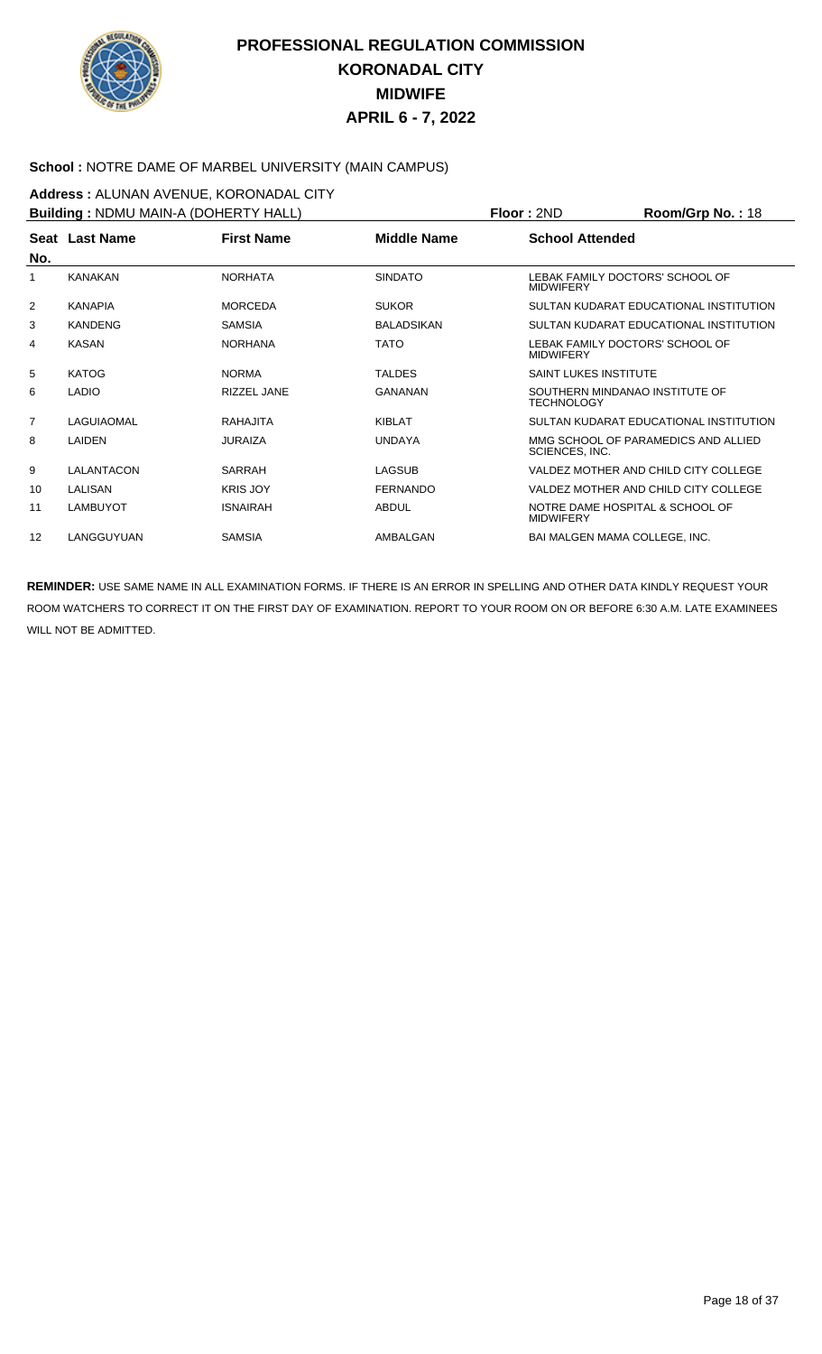# PROFESSIONAL REGULATION COMMISSION
## KORONADAL CITY
## MIDWIFE
## APRIL 6 - 7, 2022

**School :** NOTRE DAME OF MARBEL UNIVERSITY (MAIN CAMPUS)

**Address :** ALUNAN AVENUE, KORONADAL CITY

**Building :** NDMU MAIN-A (DOHERTY HALL) **Floor :** 2ND **Room/Grp No. :** 18

| Seat No. | Last Name | First Name | Middle Name | School Attended |
|---|---|---|---|---|
| 1 | KANAKAN | NORHATA | SINDATO | LEBAK FAMILY DOCTORS' SCHOOL OF MIDWIFERY |
| 2 | KANAPIA | MORCEDA | SUKOR | SULTAN KUDARAT EDUCATIONAL INSTITUTION |
| 3 | KANDENG | SAMSIA | BALADSIKAN | SULTAN KUDARAT EDUCATIONAL INSTITUTION |
| 4 | KASAN | NORHANA | TATO | LEBAK FAMILY DOCTORS' SCHOOL OF MIDWIFERY |
| 5 | KATOG | NORMA | TALDES | SAINT LUKES INSTITUTE |
| 6 | LADIO | RIZZEL JANE | GANANAN | SOUTHERN MINDANAO INSTITUTE OF TECHNOLOGY |
| 7 | LAGUIAOMAL | RAHAJITA | KIBLAT | SULTAN KUDARAT EDUCATIONAL INSTITUTION |
| 8 | LAIDEN | JURAIZA | UNDAYA | MMG SCHOOL OF PARAMEDICS AND ALLIED SCIENCES, INC. |
| 9 | LALANTACON | SARRAH | LAGSUB | VALDEZ MOTHER AND CHILD CITY COLLEGE |
| 10 | LALISAN | KRIS JOY | FERNANDO | VALDEZ MOTHER AND CHILD CITY COLLEGE |
| 11 | LAMBUYOT | ISNAIRAH | ABDUL | NOTRE DAME HOSPITAL & SCHOOL OF MIDWIFERY |
| 12 | LANGGUYUAN | SAMSIA | AMBALGAN | BAI MALGEN MAMA COLLEGE, INC. |

**REMINDER:** USE SAME NAME IN ALL EXAMINATION FORMS. IF THERE IS AN ERROR IN SPELLING AND OTHER DATA KINDLY REQUEST YOUR ROOM WATCHERS TO CORRECT IT ON THE FIRST DAY OF EXAMINATION. REPORT TO YOUR ROOM ON OR BEFORE 6:30 A.M. LATE EXAMINEES WILL NOT BE ADMITTED.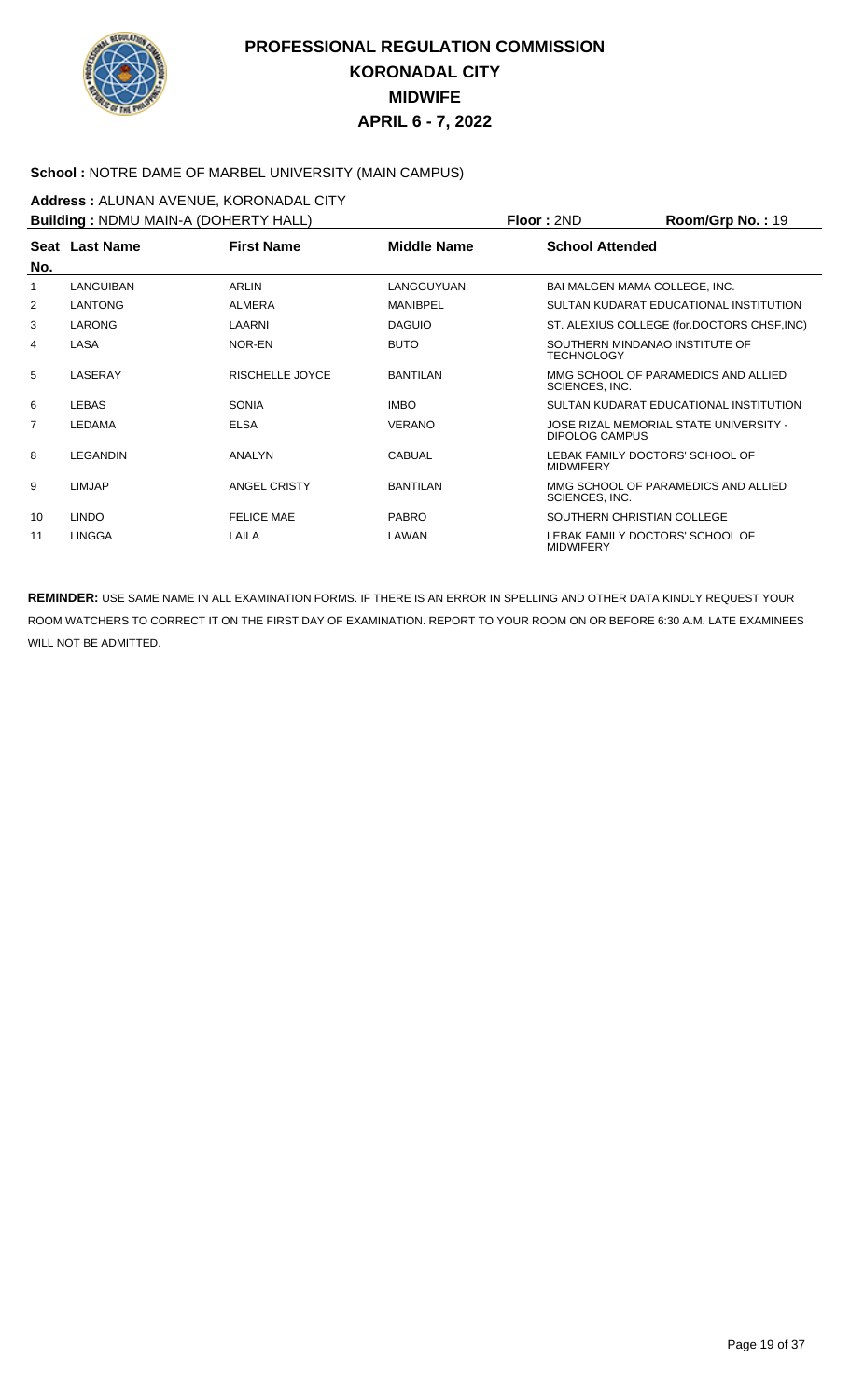# PROFESSIONAL REGULATION COMMISSION
# KORONADAL CITY
# MIDWIFE
# APRIL 6 - 7, 2022

**School :** NOTRE DAME OF MARBEL UNIVERSITY (MAIN CAMPUS)

**Address :** ALUNAN AVENUE, KORONADAL CITY

**Building :** NDMU MAIN-A (DOHERTY HALL) **Floor :** 2ND **Room/Grp No. :** 19

| Seat No. | Last Name | First Name | Middle Name | School Attended |
|---|---|---|---|---|
| 1 | LANGUIBAN | ARLIN | LANGGUYUAN | BAI MALGEN MAMA COLLEGE, INC. |
| 2 | LANTONG | ALMERA | MANIBPEL | SULTAN KUDARAT EDUCATIONAL INSTITUTION |
| 3 | LARONG | LAARNI | DAGUIO | ST. ALEXIUS COLLEGE (for.DOCTORS CHSF,INC) |
| 4 | LASA | NOR-EN | BUTO | SOUTHERN MINDANAO INSTITUTE OF TECHNOLOGY |
| 5 | LASERAY | RISCHELLE JOYCE | BANTILAN | MMG SCHOOL OF PARAMEDICS AND ALLIED SCIENCES, INC. |
| 6 | LEBAS | SONIA | IMBO | SULTAN KUDARAT EDUCATIONAL INSTITUTION |
| 7 | LEDAMA | ELSA | VERANO | JOSE RIZAL MEMORIAL STATE UNIVERSITY - DIPOLOG CAMPUS |
| 8 | LEGANDIN | ANALYN | CABUAL | LEBAK FAMILY DOCTORS' SCHOOL OF MIDWIFERY |
| 9 | LIMJAP | ANGEL CRISTY | BANTILAN | MMG SCHOOL OF PARAMEDICS AND ALLIED SCIENCES, INC. |
| 10 | LINDO | FELICE MAE | PABRO | SOUTHERN CHRISTIAN COLLEGE |
| 11 | LINGGA | LAILA | LAWAN | LEBAK FAMILY DOCTORS' SCHOOL OF MIDWIFERY |

**REMINDER:** USE SAME NAME IN ALL EXAMINATION FORMS. IF THERE IS AN ERROR IN SPELLING AND OTHER DATA KINDLY REQUEST YOUR ROOM WATCHERS TO CORRECT IT ON THE FIRST DAY OF EXAMINATION. REPORT TO YOUR ROOM ON OR BEFORE 6:30 A.M. LATE EXAMINEES WILL NOT BE ADMITTED.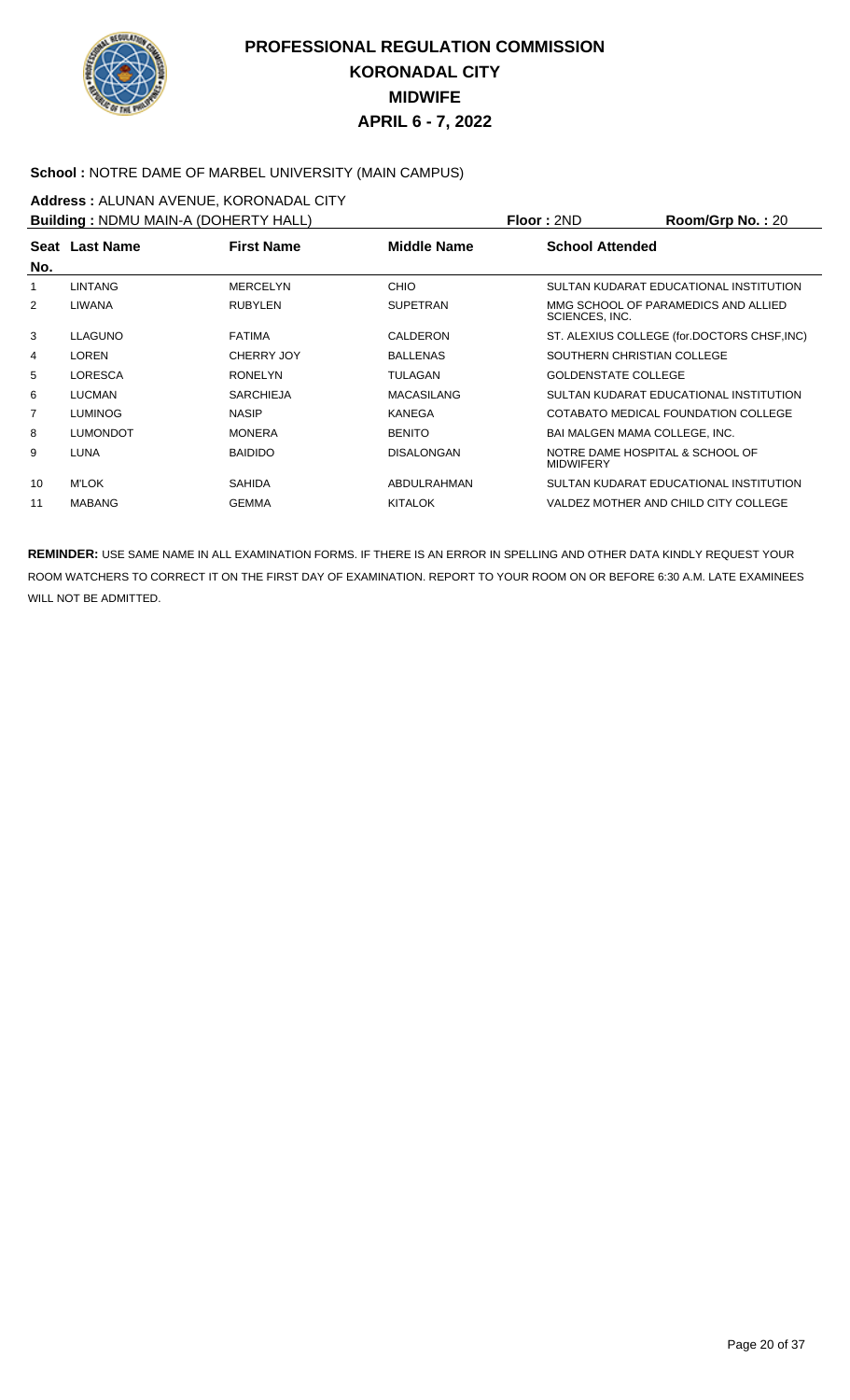# PROFESSIONAL REGULATION COMMISSION
# KORONADAL CITY
# MIDWIFE
# APRIL 6 - 7, 2022

**School :** NOTRE DAME OF MARBEL UNIVERSITY (MAIN CAMPUS)

**Address :** ALUNAN AVENUE, KORONADAL CITY

**Building :** NDMU MAIN-A (DOHERTY HALL) **Floor :** 2ND **Room/Grp No. :** 20

| Seat No. | Last Name | First Name | Middle Name | School Attended |
|---|---|---|---|---|
| 1 | LINTANG | MERCELYN | CHIO | SULTAN KUDARAT EDUCATIONAL INSTITUTION |
| 2 | LIWANA | RUBYLEN | SUPETRAN | MMG SCHOOL OF PARAMEDICS AND ALLIED SCIENCES, INC. |
| 3 | LLAGUNO | FATIMA | CALDERON | ST. ALEXIUS COLLEGE (for.DOCTORS CHSF,INC) |
| 4 | LOREN | CHERRY JOY | BALLENAS | SOUTHERN CHRISTIAN COLLEGE |
| 5 | LORESCA | RONELYN | TULAGAN | GOLDENSTATE COLLEGE |
| 6 | LUCMAN | SARCHIEJA | MACASILANG | SULTAN KUDARAT EDUCATIONAL INSTITUTION |
| 7 | LUMINOG | NASIP | KANEGA | COTABATO MEDICAL FOUNDATION COLLEGE |
| 8 | LUMONDOT | MONERA | BENITO | BAI MALGEN MAMA COLLEGE, INC. |
| 9 | LUNA | BAIDIDO | DISALONGAN | NOTRE DAME HOSPITAL & SCHOOL OF MIDWIFERY |
| 10 | M'LOK | SAHIDA | ABDULRAHMAN | SULTAN KUDARAT EDUCATIONAL INSTITUTION |
| 11 | MABANG | GEMMA | KITALOK | VALDEZ MOTHER AND CHILD CITY COLLEGE |

**REMINDER:** USE SAME NAME IN ALL EXAMINATION FORMS. IF THERE IS AN ERROR IN SPELLING AND OTHER DATA KINDLY REQUEST YOUR ROOM WATCHERS TO CORRECT IT ON THE FIRST DAY OF EXAMINATION. REPORT TO YOUR ROOM ON OR BEFORE 6:30 A.M. LATE EXAMINEES WILL NOT BE ADMITTED.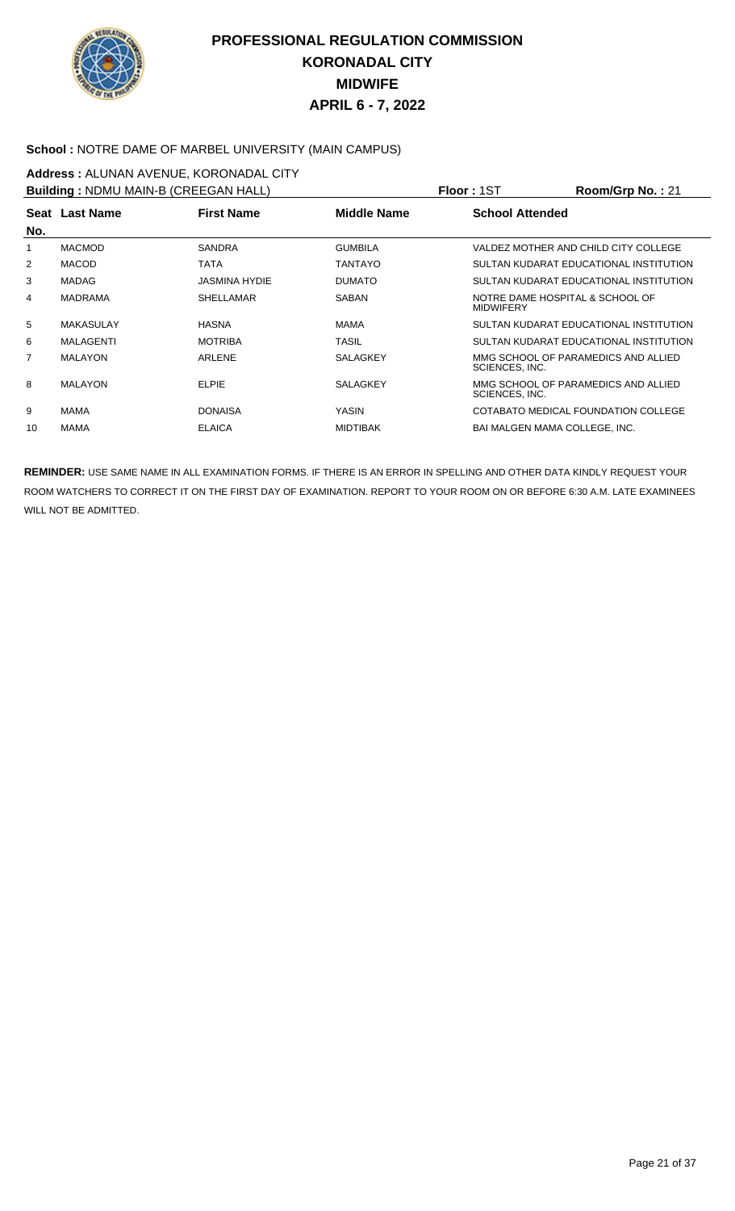# PROFESSIONAL REGULATION COMMISSION
## KORONADAL CITY
## MIDWIFE
## APRIL 6 - 7, 2022

**School :** NOTRE DAME OF MARBEL UNIVERSITY (MAIN CAMPUS)

**Address :** ALUNAN AVENUE, KORONADAL CITY

**Building :** NDMU MAIN-B (CREEGAN HALL) **Floor :** 1ST **Room/Grp No. :** 21

| Seat No. | Last Name | First Name | Middle Name | School Attended |
|---|---|---|---|---|
| 1 | MACMOD | SANDRA | GUMBILA | VALDEZ MOTHER AND CHILD CITY COLLEGE |
| 2 | MACOD | TATA | TANTAYO | SULTAN KUDARAT EDUCATIONAL INSTITUTION |
| 3 | MADAG | JASMINA HYDIE | DUMATO | SULTAN KUDARAT EDUCATIONAL INSTITUTION |
| 4 | MADRAMA | SHELLAMAR | SABAN | NOTRE DAME HOSPITAL & SCHOOL OF MIDWIFERY |
| 5 | MAKASULAY | HASNA | MAMA | SULTAN KUDARAT EDUCATIONAL INSTITUTION |
| 6 | MALAGENTI | MOTRIBA | TASIL | SULTAN KUDARAT EDUCATIONAL INSTITUTION |
| 7 | MALAYON | ARLENE | SALAGKEY | MMG SCHOOL OF PARAMEDICS AND ALLIED SCIENCES, INC. |
| 8 | MALAYON | ELPIE | SALAGKEY | MMG SCHOOL OF PARAMEDICS AND ALLIED SCIENCES, INC. |
| 9 | MAMA | DONAISA | YASIN | COTABATO MEDICAL FOUNDATION COLLEGE |
| 10 | MAMA | ELAICA | MIDTIBAK | BAI MALGEN MAMA COLLEGE, INC. |

**REMINDER:** USE SAME NAME IN ALL EXAMINATION FORMS. IF THERE IS AN ERROR IN SPELLING AND OTHER DATA KINDLY REQUEST YOUR ROOM WATCHERS TO CORRECT IT ON THE FIRST DAY OF EXAMINATION. REPORT TO YOUR ROOM ON OR BEFORE 6:30 A.M. LATE EXAMINEES WILL NOT BE ADMITTED.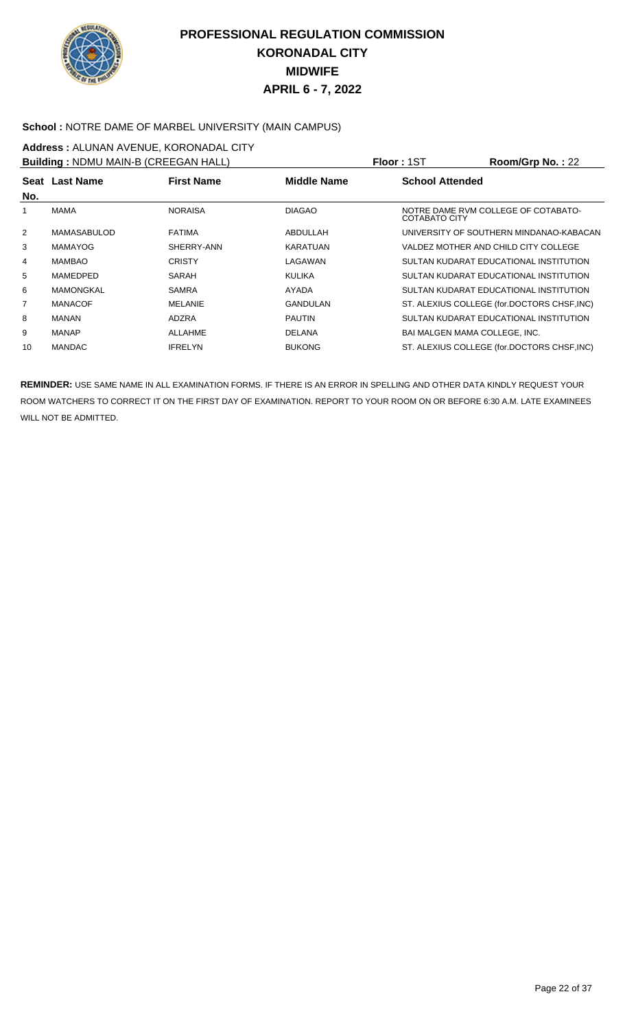# PROFESSIONAL REGULATION COMMISSION
## KORONADAL CITY
## MIDWIFE
## APRIL 6 - 7, 2022

**School :** NOTRE DAME OF MARBEL UNIVERSITY (MAIN CAMPUS)

**Address :** ALUNAN AVENUE, KORONADAL CITY

**Building :** NDMU MAIN-B (CREEGAN HALL) **Floor :** 1ST **Room/Grp No. :** 22

| Seat No. | Last Name | First Name | Middle Name | School Attended |
|---|---|---|---|---|
| 1 | MAMA | NORAISA | DIAGAO | NOTRE DAME RVM COLLEGE OF COTABATO-COTABATO CITY |
| 2 | MAMASABULOD | FATIMA | ABDULLAH | UNIVERSITY OF SOUTHERN MINDANAO-KABACAN |
| 3 | MAMAYOG | SHERRY-ANN | KARATUAN | VALDEZ MOTHER AND CHILD CITY COLLEGE |
| 4 | MAMBAO | CRISTY | LAGAWAN | SULTAN KUDARAT EDUCATIONAL INSTITUTION |
| 5 | MAMEDPED | SARAH | KULIKA | SULTAN KUDARAT EDUCATIONAL INSTITUTION |
| 6 | MAMONGKAL | SAMRA | AYADA | SULTAN KUDARAT EDUCATIONAL INSTITUTION |
| 7 | MANACOF | MELANIE | GANDULAN | ST. ALEXIUS COLLEGE (for.DOCTORS CHSF,INC) |
| 8 | MANAN | ADZRA | PAUTIN | SULTAN KUDARAT EDUCATIONAL INSTITUTION |
| 9 | MANAP | ALLAHME | DELANA | BAI MALGEN MAMA COLLEGE, INC. |
| 10 | MANDAC | IFRELYN | BUKONG | ST. ALEXIUS COLLEGE (for.DOCTORS CHSF,INC) |

**REMINDER:** USE SAME NAME IN ALL EXAMINATION FORMS. IF THERE IS AN ERROR IN SPELLING AND OTHER DATA KINDLY REQUEST YOUR ROOM WATCHERS TO CORRECT IT ON THE FIRST DAY OF EXAMINATION. REPORT TO YOUR ROOM ON OR BEFORE 6:30 A.M. LATE EXAMINEES WILL NOT BE ADMITTED.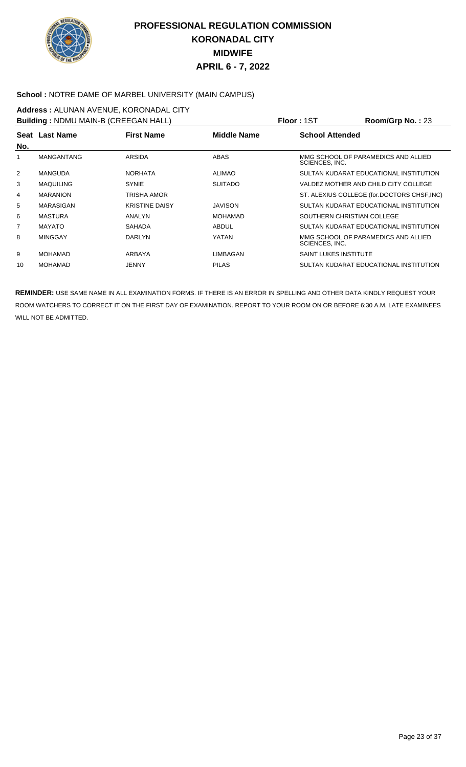# PROFESSIONAL REGULATION COMMISSION
## KORONADAL CITY
## MIDWIFE
## APRIL 6 - 7, 2022

**School :** NOTRE DAME OF MARBEL UNIVERSITY (MAIN CAMPUS)

**Address :** ALUNAN AVENUE, KORONADAL CITY

**Building :** NDMU MAIN-B (CREEGAN HALL) **Floor :** 1ST **Room/Grp No. :** 23

| Seat No. | Last Name | First Name | Middle Name | School Attended |
|---|---|---|---|---|
| 1 | MANGANTANG | ARSIDA | ABAS | MMG SCHOOL OF PARAMEDICS AND ALLIED SCIENCES, INC. |
| 2 | MANGUDA | NORHATA | ALIMAO | SULTAN KUDARAT EDUCATIONAL INSTITUTION |
| 3 | MAQUILING | SYNIE | SUITADO | VALDEZ MOTHER AND CHILD CITY COLLEGE |
| 4 | MARANION | TRISHA AMOR | | ST. ALEXIUS COLLEGE (for.DOCTORS CHSF,INC) |
| 5 | MARASIGAN | KRISTINE DAISY | JAVISON | SULTAN KUDARAT EDUCATIONAL INSTITUTION |
| 6 | MASTURA | ANALYN | MOHAMAD | SOUTHERN CHRISTIAN COLLEGE |
| 7 | MAYATO | SAHADA | ABDUL | SULTAN KUDARAT EDUCATIONAL INSTITUTION |
| 8 | MINGGAY | DARLYN | YATAN | MMG SCHOOL OF PARAMEDICS AND ALLIED SCIENCES, INC. |
| 9 | MOHAMAD | ARBAYA | LIMBAGAN | SAINT LUKES INSTITUTE |
| 10 | MOHAMAD | JENNY | PILAS | SULTAN KUDARAT EDUCATIONAL INSTITUTION |

**REMINDER:** USE SAME NAME IN ALL EXAMINATION FORMS. IF THERE IS AN ERROR IN SPELLING AND OTHER DATA KINDLY REQUEST YOUR ROOM WATCHERS TO CORRECT IT ON THE FIRST DAY OF EXAMINATION. REPORT TO YOUR ROOM ON OR BEFORE 6:30 A.M. LATE EXAMINEES WILL NOT BE ADMITTED.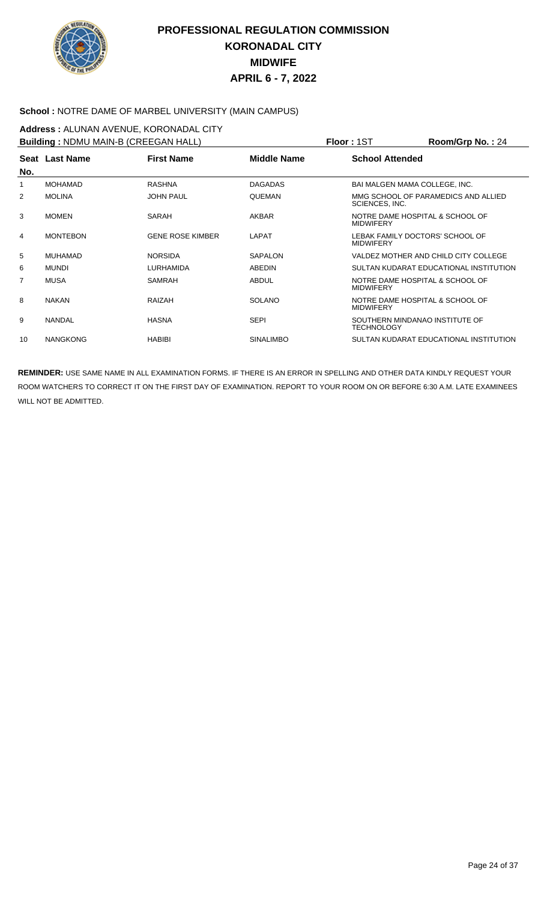# PROFESSIONAL REGULATION COMMISSION
## KORONADAL CITY
## MIDWIFE
## APRIL 6 - 7, 2022

**School :** NOTRE DAME OF MARBEL UNIVERSITY (MAIN CAMPUS)

**Address :** ALUNAN AVENUE, KORONADAL CITY

**Building :** NDMU MAIN-B (CREEGAN HALL) **Floor :** 1ST **Room/Grp No. :** 24

| Seat No. | Last Name | First Name | Middle Name | School Attended |
|---|---|---|---|---|
| 1 | MOHAMAD | RASHNA | DAGADAS | BAI MALGEN MAMA COLLEGE, INC. |
| 2 | MOLINA | JOHN PAUL | QUEMAN | MMG SCHOOL OF PARAMEDICS AND ALLIED SCIENCES, INC. |
| 3 | MOMEN | SARAH | AKBAR | NOTRE DAME HOSPITAL & SCHOOL OF MIDWIFERY |
| 4 | MONTEBON | GENE ROSE KIMBER | LAPAT | LEBAK FAMILY DOCTORS' SCHOOL OF MIDWIFERY |
| 5 | MUHAMAD | NORSIDA | SAPALON | VALDEZ MOTHER AND CHILD CITY COLLEGE |
| 6 | MUNDI | LURHAMIDA | ABEDIN | SULTAN KUDARAT EDUCATIONAL INSTITUTION |
| 7 | MUSA | SAMRAH | ABDUL | NOTRE DAME HOSPITAL & SCHOOL OF MIDWIFERY |
| 8 | NAKAN | RAIZAH | SOLANO | NOTRE DAME HOSPITAL & SCHOOL OF MIDWIFERY |
| 9 | NANDAL | HASNA | SEPI | SOUTHERN MINDANAO INSTITUTE OF TECHNOLOGY |
| 10 | NANGKONG | HABIBI | SINALIMBO | SULTAN KUDARAT EDUCATIONAL INSTITUTION |

**REMINDER:** USE SAME NAME IN ALL EXAMINATION FORMS. IF THERE IS AN ERROR IN SPELLING AND OTHER DATA KINDLY REQUEST YOUR ROOM WATCHERS TO CORRECT IT ON THE FIRST DAY OF EXAMINATION. REPORT TO YOUR ROOM ON OR BEFORE 6:30 A.M. LATE EXAMINEES WILL NOT BE ADMITTED.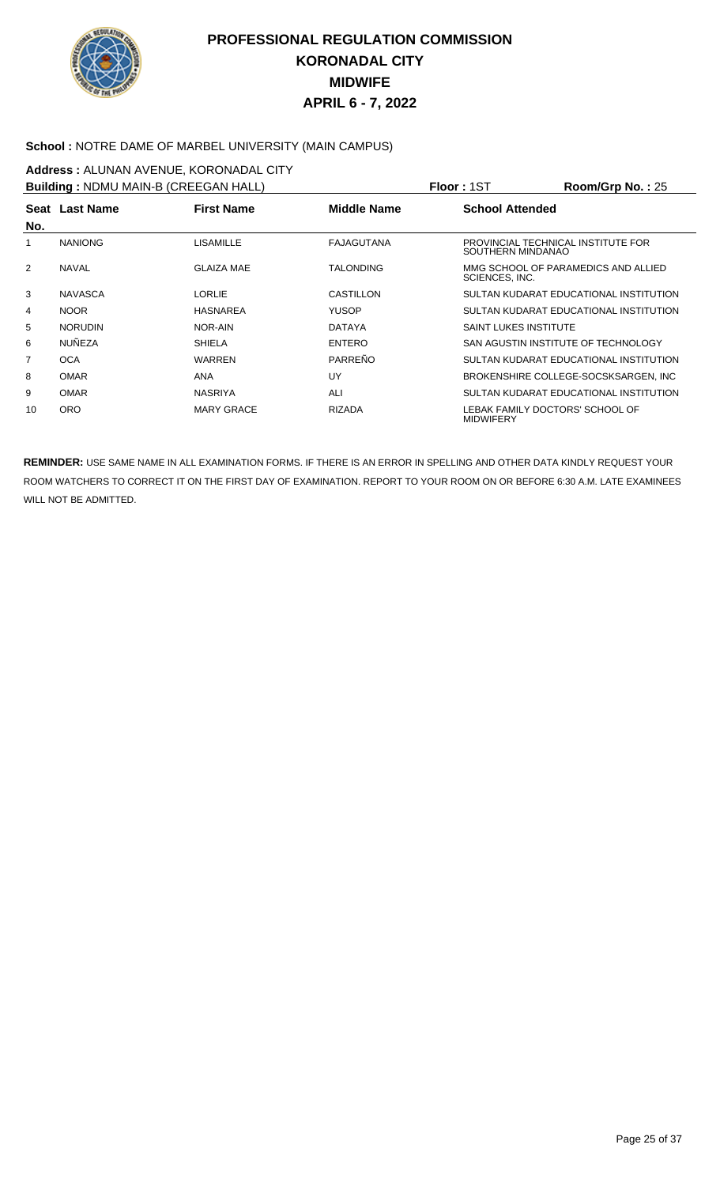# PROFESSIONAL REGULATION COMMISSION
## KORONADAL CITY
## MIDWIFE
## APRIL 6 - 7, 2022

**School :** NOTRE DAME OF MARBEL UNIVERSITY (MAIN CAMPUS)

**Address :** ALUNAN AVENUE, KORONADAL CITY

**Building :** NDMU MAIN-B (CREEGAN HALL) **Floor :** 1ST **Room/Grp No. :** 25

| Seat No. | Last Name | First Name | Middle Name | School Attended |
|---|---|---|---|---|
| 1 | NANIONG | LISAMILLE | FAJAGUTANA | PROVINCIAL TECHNICAL INSTITUTE FOR SOUTHERN MINDANAO |
| 2 | NAVAL | GLAIZA MAE | TALONDING | MMG SCHOOL OF PARAMEDICS AND ALLIED SCIENCES, INC. |
| 3 | NAVASCA | LORLIE | CASTILLON | SULTAN KUDARAT EDUCATIONAL INSTITUTION |
| 4 | NOOR | HASNAREA | YUSOP | SULTAN KUDARAT EDUCATIONAL INSTITUTION |
| 5 | NORUDIN | NOR-AIN | DATAYA | SAINT LUKES INSTITUTE |
| 6 | NUÑEZA | SHIELA | ENTERO | SAN AGUSTIN INSTITUTE OF TECHNOLOGY |
| 7 | OCA | WARREN | PARREÑO | SULTAN KUDARAT EDUCATIONAL INSTITUTION |
| 8 | OMAR | ANA | UY | BROKENSHIRE COLLEGE-SOCSKSARGEN, INC |
| 9 | OMAR | NASRIYA | ALI | SULTAN KUDARAT EDUCATIONAL INSTITUTION |
| 10 | ORO | MARY GRACE | RIZADA | LEBAK FAMILY DOCTORS' SCHOOL OF MIDWIFERY |

**REMINDER:** USE SAME NAME IN ALL EXAMINATION FORMS. IF THERE IS AN ERROR IN SPELLING AND OTHER DATA KINDLY REQUEST YOUR ROOM WATCHERS TO CORRECT IT ON THE FIRST DAY OF EXAMINATION. REPORT TO YOUR ROOM ON OR BEFORE 6:30 A.M. LATE EXAMINEES WILL NOT BE ADMITTED.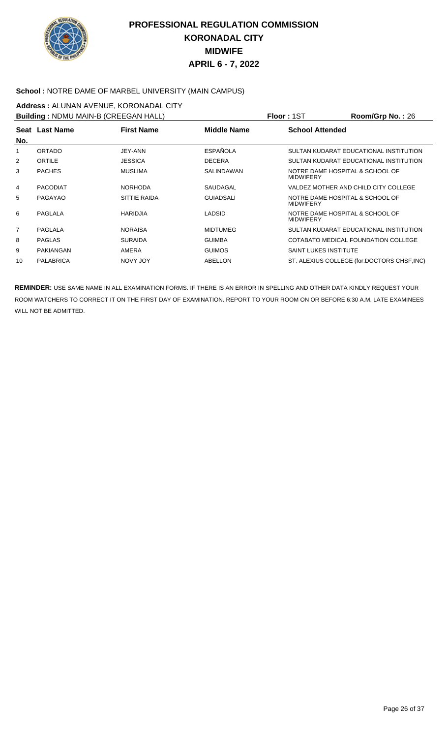# PROFESSIONAL REGULATION COMMISSION
## KORONADAL CITY
## MIDWIFE
## APRIL 6 - 7, 2022

**School :** NOTRE DAME OF MARBEL UNIVERSITY (MAIN CAMPUS)

**Address :** ALUNAN AVENUE, KORONADAL CITY

**Building :** NDMU MAIN-B (CREEGAN HALL) **Floor :** 1ST **Room/Grp No. :** 26

| Seat No. | Last Name | First Name | Middle Name | School Attended |
|---|---|---|---|---|
| 1 | ORTADO | JEY-ANN | ESPAÑOLA | SULTAN KUDARAT EDUCATIONAL INSTITUTION |
| 2 | ORTILE | JESSICA | DECERA | SULTAN KUDARAT EDUCATIONAL INSTITUTION |
| 3 | PACHES | MUSLIMA | SALINDAWAN | NOTRE DAME HOSPITAL & SCHOOL OF MIDWIFERY |
| 4 | PACODIAT | NORHODA | SAUDAGAL | VALDEZ MOTHER AND CHILD CITY COLLEGE |
| 5 | PAGAYAO | SITTIE RAIDA | GUIADSALI | NOTRE DAME HOSPITAL & SCHOOL OF MIDWIFERY |
| 6 | PAGLALA | HARIDJIA | LADSID | NOTRE DAME HOSPITAL & SCHOOL OF MIDWIFERY |
| 7 | PAGLALA | NORAISA | MIDTUMEG | SULTAN KUDARAT EDUCATIONAL INSTITUTION |
| 8 | PAGLAS | SURAIDA | GUIMBA | COTABATO MEDICAL FOUNDATION COLLEGE |
| 9 | PAKIANGAN | AMERA | GUIMOS | SAINT LUKES INSTITUTE |
| 10 | PALABRICA | NOVY JOY | ABELLON | ST. ALEXIUS COLLEGE (for.DOCTORS CHSF,INC) |

**REMINDER:** USE SAME NAME IN ALL EXAMINATION FORMS. IF THERE IS AN ERROR IN SPELLING AND OTHER DATA KINDLY REQUEST YOUR ROOM WATCHERS TO CORRECT IT ON THE FIRST DAY OF EXAMINATION. REPORT TO YOUR ROOM ON OR BEFORE 6:30 A.M. LATE EXAMINEES WILL NOT BE ADMITTED.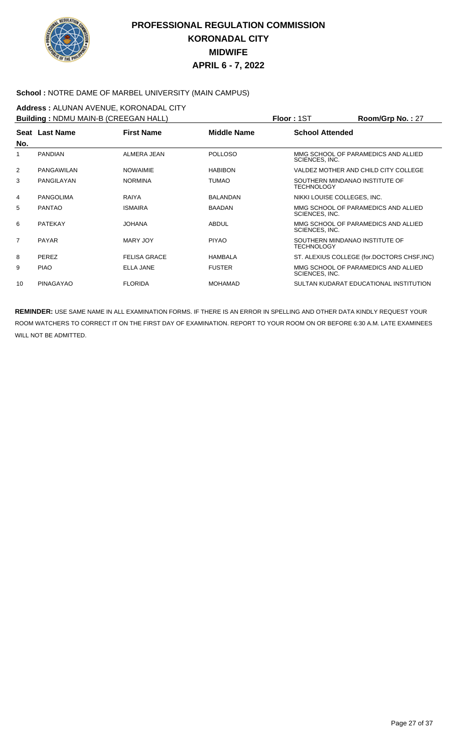# PROFESSIONAL REGULATION COMMISSION
## KORONADAL CITY
## MIDWIFE
## APRIL 6 - 7, 2022

**School :** NOTRE DAME OF MARBEL UNIVERSITY (MAIN CAMPUS)

**Address :** ALUNAN AVENUE, KORONADAL CITY

**Building :** NDMU MAIN-B (CREEGAN HALL) **Floor :** 1ST **Room/Grp No. :** 27

| Seat No. | Last Name | First Name | Middle Name | School Attended |
|---|---|---|---|---|
| 1 | PANDIAN | ALMERA JEAN | POLLOSO | MMG SCHOOL OF PARAMEDICS AND ALLIED SCIENCES, INC. |
| 2 | PANGAWILAN | NOWAIMIE | HABIBON | VALDEZ MOTHER AND CHILD CITY COLLEGE |
| 3 | PANGILAYAN | NORMINA | TUMAO | SOUTHERN MINDANAO INSTITUTE OF TECHNOLOGY |
| 4 | PANGOLIMA | RAIYA | BALANDAN | NIKKI LOUISE COLLEGES, INC. |
| 5 | PANTAO | ISMAIRA | BAADAN | MMG SCHOOL OF PARAMEDICS AND ALLIED SCIENCES, INC. |
| 6 | PATEKAY | JOHANA | ABDUL | MMG SCHOOL OF PARAMEDICS AND ALLIED SCIENCES, INC. |
| 7 | PAYAR | MARY JOY | PIYAO | SOUTHERN MINDANAO INSTITUTE OF TECHNOLOGY |
| 8 | PEREZ | FELISA GRACE | HAMBALA | ST. ALEXIUS COLLEGE (for.DOCTORS CHSF,INC) |
| 9 | PIAO | ELLA JANE | FUSTER | MMG SCHOOL OF PARAMEDICS AND ALLIED SCIENCES, INC. |
| 10 | PINAGAYAO | FLORIDA | MOHAMAD | SULTAN KUDARAT EDUCATIONAL INSTITUTION |

**REMINDER:** USE SAME NAME IN ALL EXAMINATION FORMS. IF THERE IS AN ERROR IN SPELLING AND OTHER DATA KINDLY REQUEST YOUR ROOM WATCHERS TO CORRECT IT ON THE FIRST DAY OF EXAMINATION. REPORT TO YOUR ROOM ON OR BEFORE 6:30 A.M. LATE EXAMINEES WILL NOT BE ADMITTED.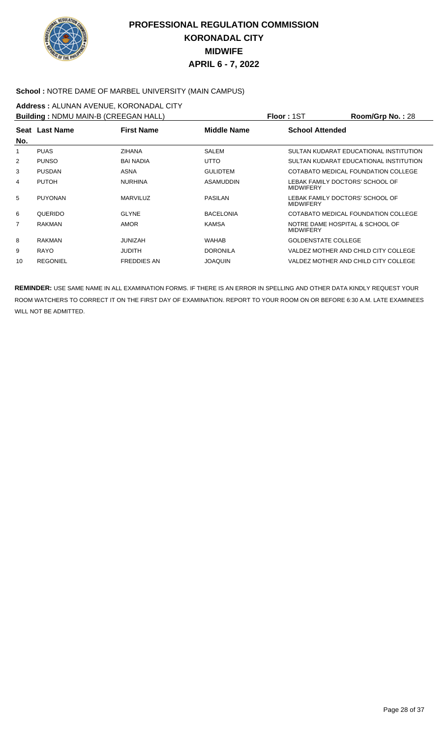# PROFESSIONAL REGULATION COMMISSION
## KORONADAL CITY
## MIDWIFE
## APRIL 6 - 7, 2022

**School :** NOTRE DAME OF MARBEL UNIVERSITY (MAIN CAMPUS)

**Address :** ALUNAN AVENUE, KORONADAL CITY

**Building :** NDMU MAIN-B (CREEGAN HALL) **Floor :** 1ST **Room/Grp No. :** 28

| Seat No. | Last Name | First Name | Middle Name | School Attended |
|---|---|---|---|---|
| 1 | PUAS | ZIHANA | SALEM | SULTAN KUDARAT EDUCATIONAL INSTITUTION |
| 2 | PUNSO | BAI NADIA | UTTO | SULTAN KUDARAT EDUCATIONAL INSTITUTION |
| 3 | PUSDAN | ASNA | GULIDTEM | COTABATO MEDICAL FOUNDATION COLLEGE |
| 4 | PUTOH | NURHINA | ASAMUDDIN | LEBAK FAMILY DOCTORS' SCHOOL OF MIDWIFERY |
| 5 | PUYONAN | MARVILUZ | PASILAN | LEBAK FAMILY DOCTORS' SCHOOL OF MIDWIFERY |
| 6 | QUERIDO | GLYNE | BACELONIA | COTABATO MEDICAL FOUNDATION COLLEGE |
| 7 | RAKMAN | AMOR | KAMSA | NOTRE DAME HOSPITAL & SCHOOL OF MIDWIFERY |
| 8 | RAKMAN | JUNIZAH | WAHAB | GOLDENSTATE COLLEGE |
| 9 | RAYO | JUDITH | DORONILA | VALDEZ MOTHER AND CHILD CITY COLLEGE |
| 10 | REGONIEL | FREDDIES AN | JOAQUIN | VALDEZ MOTHER AND CHILD CITY COLLEGE |

**REMINDER:** USE SAME NAME IN ALL EXAMINATION FORMS. IF THERE IS AN ERROR IN SPELLING AND OTHER DATA KINDLY REQUEST YOUR ROOM WATCHERS TO CORRECT IT ON THE FIRST DAY OF EXAMINATION. REPORT TO YOUR ROOM ON OR BEFORE 6:30 A.M. LATE EXAMINEES WILL NOT BE ADMITTED.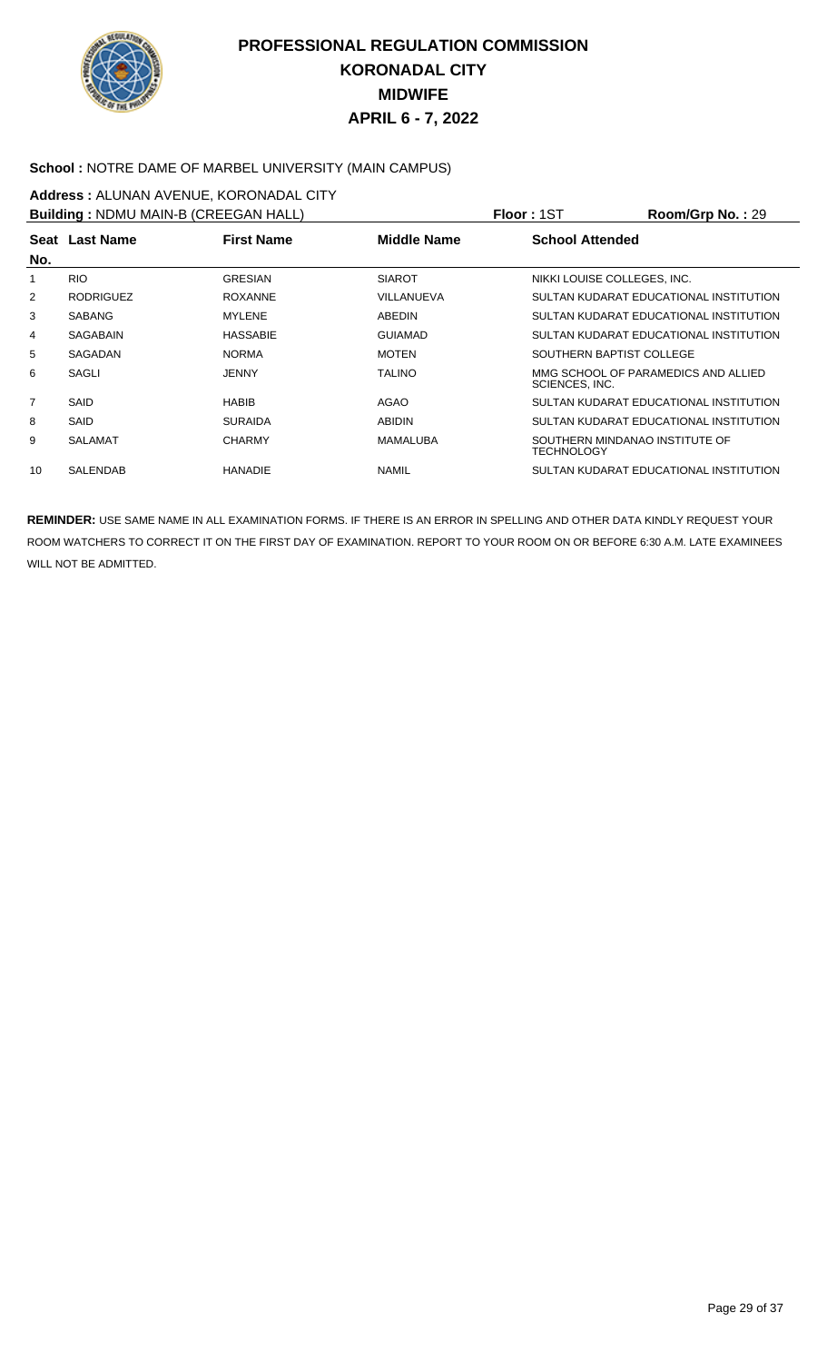# PROFESSIONAL REGULATION COMMISSION
# KORONADAL CITY
# MIDWIFE
# APRIL 6 - 7, 2022

**School :** NOTRE DAME OF MARBEL UNIVERSITY (MAIN CAMPUS)

**Address :** ALUNAN AVENUE, KORONADAL CITY

**Building :** NDMU MAIN-B (CREEGAN HALL) **Floor :** 1ST **Room/Grp No. :** 29

| Seat No. | Last Name | First Name | Middle Name | School Attended |
|---|---|---|---|---|
| 1 | RIO | GRESIAN | SIAROT | NIKKI LOUISE COLLEGES, INC. |
| 2 | RODRIGUEZ | ROXANNE | VILLANUEVA | SULTAN KUDARAT EDUCATIONAL INSTITUTION |
| 3 | SABANG | MYLENE | ABEDIN | SULTAN KUDARAT EDUCATIONAL INSTITUTION |
| 4 | SAGABAIN | HASSABIE | GUIAMAD | SULTAN KUDARAT EDUCATIONAL INSTITUTION |
| 5 | SAGADAN | NORMA | MOTEN | SOUTHERN BAPTIST COLLEGE |
| 6 | SAGLI | JENNY | TALINO | MMG SCHOOL OF PARAMEDICS AND ALLIED SCIENCES, INC. |
| 7 | SAID | HABIB | AGAO | SULTAN KUDARAT EDUCATIONAL INSTITUTION |
| 8 | SAID | SURAIDA | ABIDIN | SULTAN KUDARAT EDUCATIONAL INSTITUTION |
| 9 | SALAMAT | CHARMY | MAMALUBA | SOUTHERN MINDANAO INSTITUTE OF TECHNOLOGY |
| 10 | SALENDAB | HANADIE | NAMIL | SULTAN KUDARAT EDUCATIONAL INSTITUTION |

**REMINDER:** USE SAME NAME IN ALL EXAMINATION FORMS. IF THERE IS AN ERROR IN SPELLING AND OTHER DATA KINDLY REQUEST YOUR ROOM WATCHERS TO CORRECT IT ON THE FIRST DAY OF EXAMINATION. REPORT TO YOUR ROOM ON OR BEFORE 6:30 A.M. LATE EXAMINEES WILL NOT BE ADMITTED.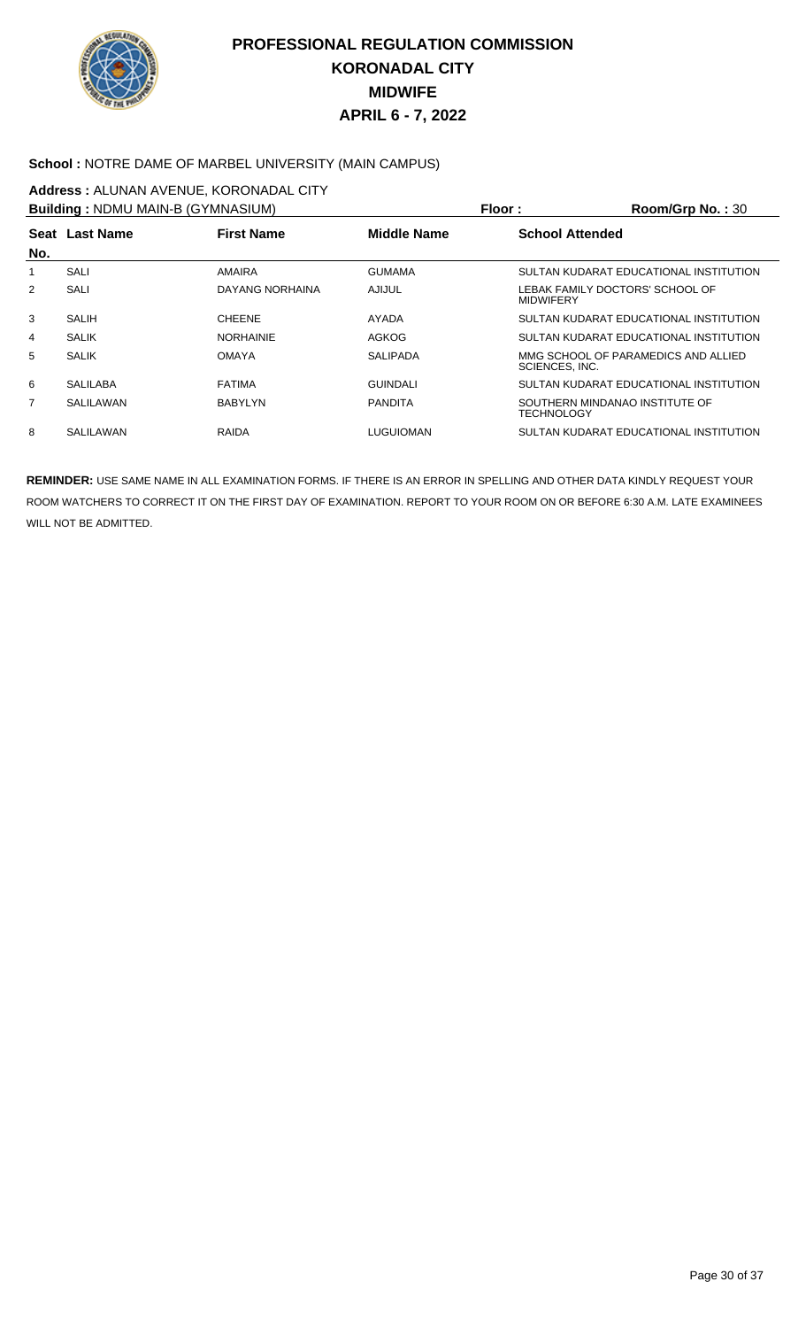# PROFESSIONAL REGULATION COMMISSION
## KORONADAL CITY
## MIDWIFE
## APRIL 6 - 7, 2022

**School :** NOTRE DAME OF MARBEL UNIVERSITY (MAIN CAMPUS)

**Address :** ALUNAN AVENUE, KORONADAL CITY

**Building :** NDMU MAIN-B (GYMNASIUM) **Floor :** **Room/Grp No. :** 30

| Seat No. | Last Name | First Name | Middle Name | School Attended |
|---|---|---|---|---|
| 1 | SALI | AMAIRA | GUMAMA | SULTAN KUDARAT EDUCATIONAL INSTITUTION |
| 2 | SALI | DAYANG NORHAINA | AJIJUL | LEBAK FAMILY DOCTORS' SCHOOL OF MIDWIFERY |
| 3 | SALIH | CHEENE | AYADA | SULTAN KUDARAT EDUCATIONAL INSTITUTION |
| 4 | SALIK | NORHAINIE | AGKOG | SULTAN KUDARAT EDUCATIONAL INSTITUTION |
| 5 | SALIK | OMAYA | SALIPADA | MMG SCHOOL OF PARAMEDICS AND ALLIED SCIENCES, INC. |
| 6 | SALILABA | FATIMA | GUINDALI | SULTAN KUDARAT EDUCATIONAL INSTITUTION |
| 7 | SALILAWAN | BABYLYN | PANDITA | SOUTHERN MINDANAO INSTITUTE OF TECHNOLOGY |
| 8 | SALILAWAN | RAIDA | LUGUIOMAN | SULTAN KUDARAT EDUCATIONAL INSTITUTION |

**REMINDER:** USE SAME NAME IN ALL EXAMINATION FORMS. IF THERE IS AN ERROR IN SPELLING AND OTHER DATA KINDLY REQUEST YOUR ROOM WATCHERS TO CORRECT IT ON THE FIRST DAY OF EXAMINATION. REPORT TO YOUR ROOM ON OR BEFORE 6:30 A.M. LATE EXAMINEES WILL NOT BE ADMITTED.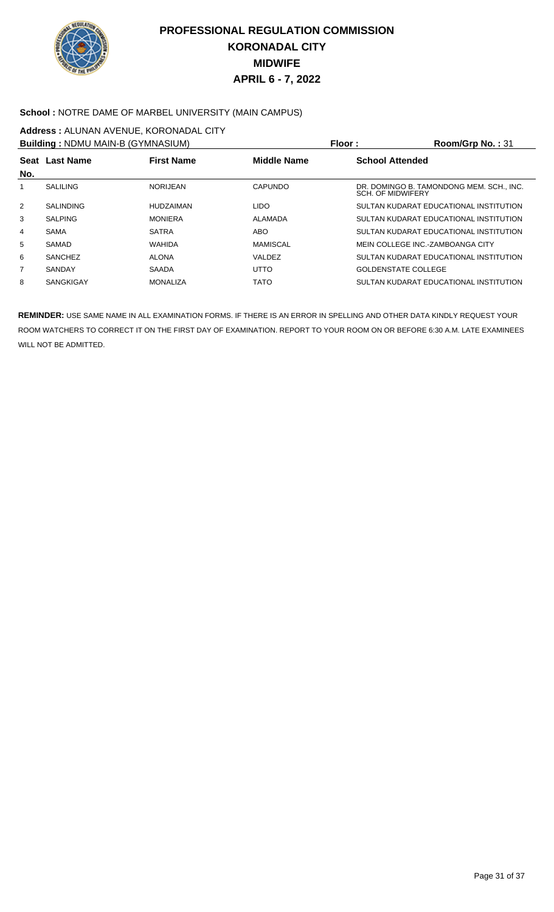# PROFESSIONAL REGULATION COMMISSION
## KORONADAL CITY
## MIDWIFE
## APRIL 6 - 7, 2022

**School :** NOTRE DAME OF MARBEL UNIVERSITY (MAIN CAMPUS)

**Address :** ALUNAN AVENUE, KORONADAL CITY

**Building :** NDMU MAIN-B (GYMNASIUM) **Floor :** **Room/Grp No. :** 31

| Seat No. | Last Name | First Name | Middle Name | School Attended |
|---|---|---|---|---|
| 1 | SALILING | NORIJEAN | CAPUNDO | DR. DOMINGO B. TAMONDONG MEM. SCH., INC. SCH. OF MIDWIFERY |
| 2 | SALINDING | HUDZAIMAN | LIDO | SULTAN KUDARAT EDUCATIONAL INSTITUTION |
| 3 | SALPING | MONIERA | ALAMADA | SULTAN KUDARAT EDUCATIONAL INSTITUTION |
| 4 | SAMA | SATRA | ABO | SULTAN KUDARAT EDUCATIONAL INSTITUTION |
| 5 | SAMAD | WAHIDA | MAMISCAL | MEIN COLLEGE INC.-ZAMBOANGA CITY |
| 6 | SANCHEZ | ALONA | VALDEZ | SULTAN KUDARAT EDUCATIONAL INSTITUTION |
| 7 | SANDAY | SAADA | UTTO | GOLDENSTATE COLLEGE |
| 8 | SANGKIGAY | MONALIZA | TATO | SULTAN KUDARAT EDUCATIONAL INSTITUTION |

**REMINDER:** USE SAME NAME IN ALL EXAMINATION FORMS. IF THERE IS AN ERROR IN SPELLING AND OTHER DATA KINDLY REQUEST YOUR ROOM WATCHERS TO CORRECT IT ON THE FIRST DAY OF EXAMINATION. REPORT TO YOUR ROOM ON OR BEFORE 6:30 A.M. LATE EXAMINEES WILL NOT BE ADMITTED.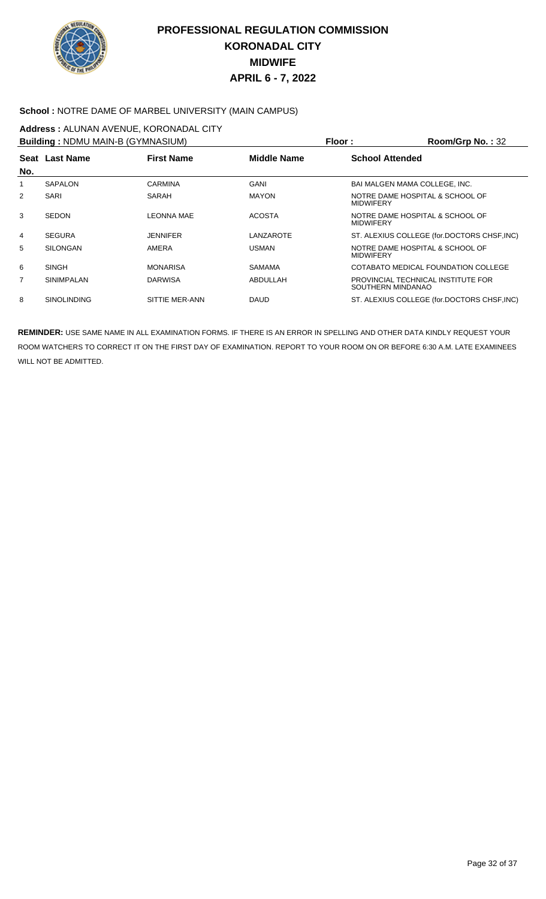# PROFESSIONAL REGULATION COMMISSION
## KORONADAL CITY
## MIDWIFE
## APRIL 6 - 7, 2022

**School :** NOTRE DAME OF MARBEL UNIVERSITY (MAIN CAMPUS)

**Address :** ALUNAN AVENUE, KORONADAL CITY

**Building :** NDMU MAIN-B (GYMNASIUM) **Floor :** **Room/Grp No. :** 32

| Seat No. | Last Name | First Name | Middle Name | School Attended |
|---|---|---|---|---|
| 1 | SAPALON | CARMINA | GANI | BAI MALGEN MAMA COLLEGE, INC. |
| 2 | SARI | SARAH | MAYON | NOTRE DAME HOSPITAL & SCHOOL OF MIDWIFERY |
| 3 | SEDON | LEONNA MAE | ACOSTA | NOTRE DAME HOSPITAL & SCHOOL OF MIDWIFERY |
| 4 | SEGURA | JENNIFER | LANZAROTE | ST. ALEXIUS COLLEGE (for.DOCTORS CHSF,INC) |
| 5 | SILONGAN | AMERA | USMAN | NOTRE DAME HOSPITAL & SCHOOL OF MIDWIFERY |
| 6 | SINGH | MONARISA | SAMAMA | COTABATO MEDICAL FOUNDATION COLLEGE |
| 7 | SINIMPALAN | DARWISA | ABDULLAH | PROVINCIAL TECHNICAL INSTITUTE FOR SOUTHERN MINDANAO |
| 8 | SINOLINDING | SITTIE MER-ANN | DAUD | ST. ALEXIUS COLLEGE (for.DOCTORS CHSF,INC) |

**REMINDER:** USE SAME NAME IN ALL EXAMINATION FORMS. IF THERE IS AN ERROR IN SPELLING AND OTHER DATA KINDLY REQUEST YOUR ROOM WATCHERS TO CORRECT IT ON THE FIRST DAY OF EXAMINATION. REPORT TO YOUR ROOM ON OR BEFORE 6:30 A.M. LATE EXAMINEES WILL NOT BE ADMITTED.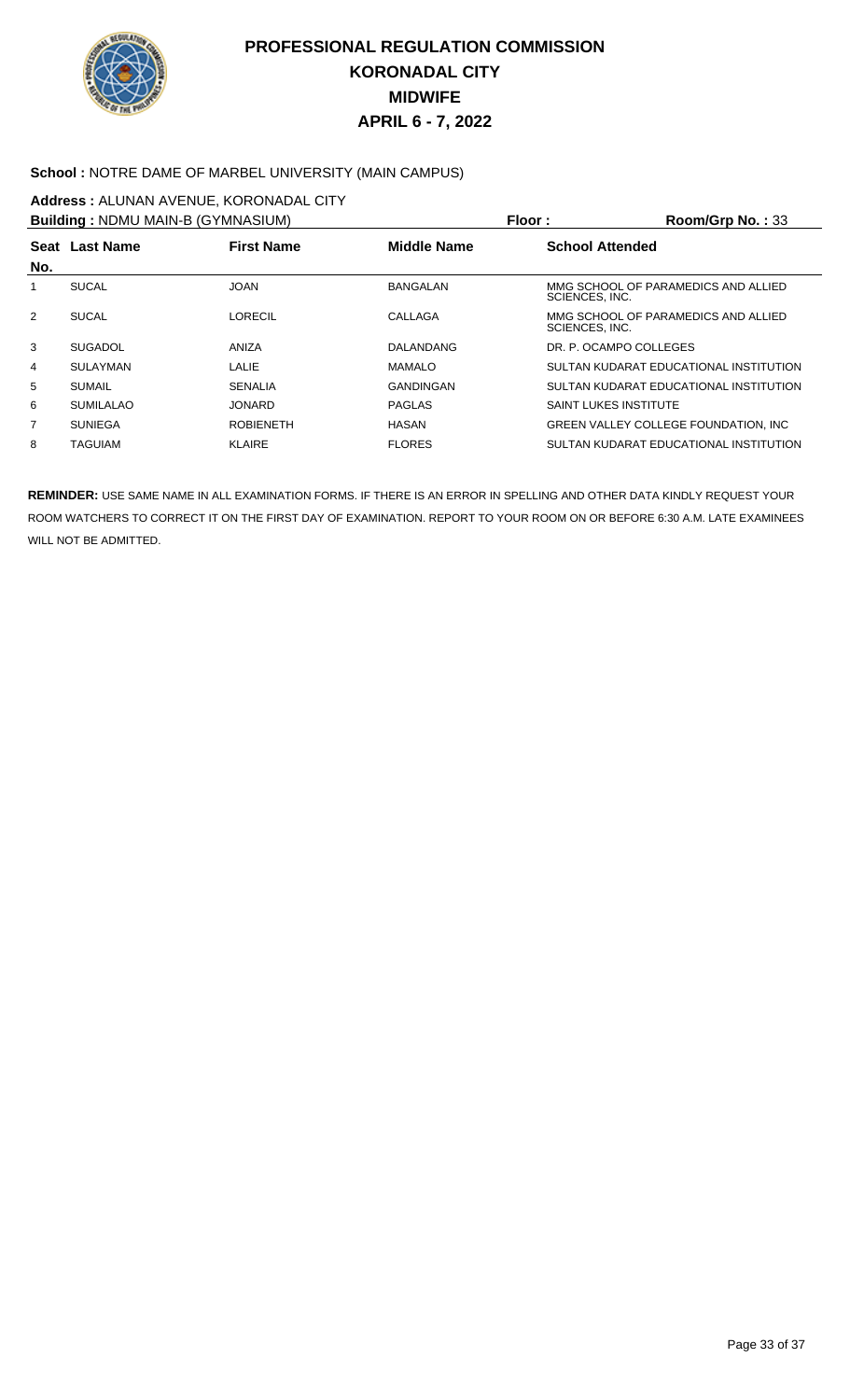# PROFESSIONAL REGULATION COMMISSION
## KORONADAL CITY
## MIDWIFE
## APRIL 6 - 7, 2022

**School :** NOTRE DAME OF MARBEL UNIVERSITY (MAIN CAMPUS)

**Address :** ALUNAN AVENUE, KORONADAL CITY

**Building :** NDMU MAIN-B (GYMNASIUM) **Floor :** **Room/Grp No. :** 33

| Seat No. | Last Name | First Name | Middle Name | School Attended |
|---|---|---|---|---|
| 1 | SUCAL | JOAN | BANGALAN | MMG SCHOOL OF PARAMEDICS AND ALLIED SCIENCES, INC. |
| 2 | SUCAL | LORECIL | CALLAGA | MMG SCHOOL OF PARAMEDICS AND ALLIED SCIENCES, INC. |
| 3 | SUGADOL | ANIZA | DALANDANG | DR. P. OCAMPO COLLEGES |
| 4 | SULAYMAN | LALIE | MAMALO | SULTAN KUDARAT EDUCATIONAL INSTITUTION |
| 5 | SUMAIL | SENALIA | GANDINGAN | SULTAN KUDARAT EDUCATIONAL INSTITUTION |
| 6 | SUMILALAO | JONARD | PAGLAS | SAINT LUKES INSTITUTE |
| 7 | SUNIEGA | ROBIENETH | HASAN | GREEN VALLEY COLLEGE FOUNDATION, INC |
| 8 | TAGUIAM | KLAIRE | FLORES | SULTAN KUDARAT EDUCATIONAL INSTITUTION |

**REMINDER:** USE SAME NAME IN ALL EXAMINATION FORMS. IF THERE IS AN ERROR IN SPELLING AND OTHER DATA KINDLY REQUEST YOUR ROOM WATCHERS TO CORRECT IT ON THE FIRST DAY OF EXAMINATION. REPORT TO YOUR ROOM ON OR BEFORE 6:30 A.M. LATE EXAMINEES WILL NOT BE ADMITTED.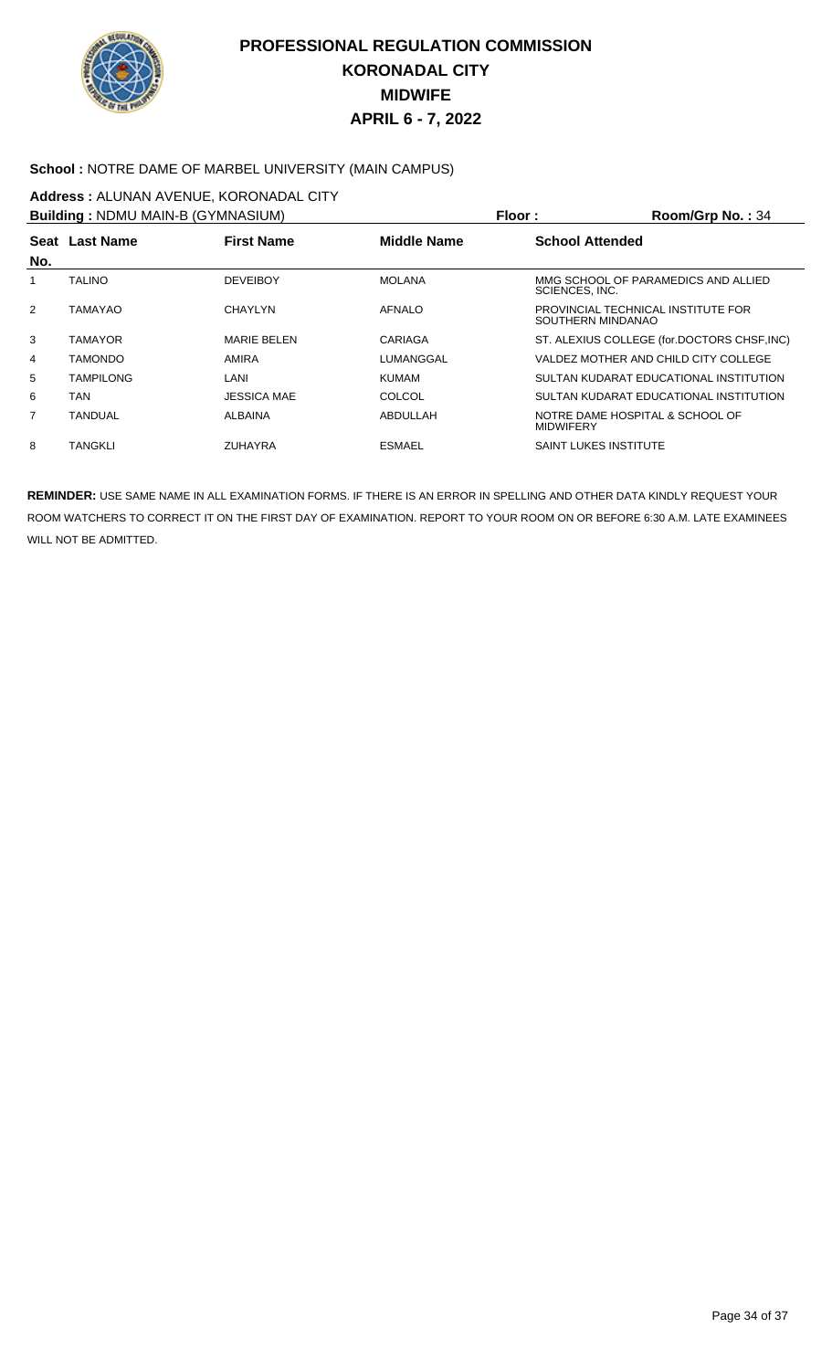# PROFESSIONAL REGULATION COMMISSION
## KORONADAL CITY
## MIDWIFE
## APRIL 6 - 7, 2022

**School :** NOTRE DAME OF MARBEL UNIVERSITY (MAIN CAMPUS)

**Address :** ALUNAN AVENUE, KORONADAL CITY

**Building :** NDMU MAIN-B (GYMNASIUM) **Floor :** **Room/Grp No. :** 34

| Seat No. | Last Name | First Name | Middle Name | School Attended |
|---|---|---|---|---|
| 1 | TALINO | DEVEIBOY | MOLANA | MMG SCHOOL OF PARAMEDICS AND ALLIED SCIENCES, INC. |
| 2 | TAMAYAO | CHAYLYN | AFNALO | PROVINCIAL TECHNICAL INSTITUTE FOR SOUTHERN MINDANAO |
| 3 | TAMAYOR | MARIE BELEN | CARIAGA | ST. ALEXIUS COLLEGE (for.DOCTORS CHSF,INC) |
| 4 | TAMONDO | AMIRA | LUMANGGAL | VALDEZ MOTHER AND CHILD CITY COLLEGE |
| 5 | TAMPILONG | LANI | KUMAM | SULTAN KUDARAT EDUCATIONAL INSTITUTION |
| 6 | TAN | JESSICA MAE | COLCOL | SULTAN KUDARAT EDUCATIONAL INSTITUTION |
| 7 | TANDUAL | ALBAINA | ABDULLAH | NOTRE DAME HOSPITAL & SCHOOL OF MIDWIFERY |
| 8 | TANGKLI | ZUHAYRA | ESMAEL | SAINT LUKES INSTITUTE |

**REMINDER:** USE SAME NAME IN ALL EXAMINATION FORMS. IF THERE IS AN ERROR IN SPELLING AND OTHER DATA KINDLY REQUEST YOUR ROOM WATCHERS TO CORRECT IT ON THE FIRST DAY OF EXAMINATION. REPORT TO YOUR ROOM ON OR BEFORE 6:30 A.M. LATE EXAMINEES WILL NOT BE ADMITTED.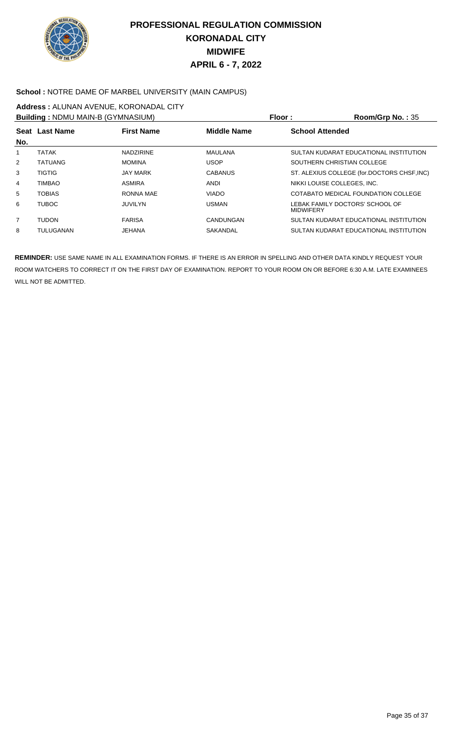# PROFESSIONAL REGULATION COMMISSION
## KORONADAL CITY
## MIDWIFE
## APRIL 6 - 7, 2022

**School :** NOTRE DAME OF MARBEL UNIVERSITY (MAIN CAMPUS)

**Address :** ALUNAN AVENUE, KORONADAL CITY

**Building :** NDMU MAIN-B (GYMNASIUM) **Floor :** **Room/Grp No. :** 35

| Seat No. | Last Name | First Name | Middle Name | School Attended |
|---|---|---|---|---|
| 1 | TATAK | NADZIRINE | MAULANA | SULTAN KUDARAT EDUCATIONAL INSTITUTION |
| 2 | TATUANG | MOMINA | USOP | SOUTHERN CHRISTIAN COLLEGE |
| 3 | TIGTIG | JAY MARK | CABANUS | ST. ALEXIUS COLLEGE (for.DOCTORS CHSF,INC) |
| 4 | TIMBAO | ASMIRA | ANDI | NIKKI LOUISE COLLEGES, INC. |
| 5 | TOBIAS | RONNA MAE | VIADO | COTABATO MEDICAL FOUNDATION COLLEGE |
| 6 | TUBOC | JUVILYN | USMAN | LEBAK FAMILY DOCTORS' SCHOOL OF MIDWIFERY |
| 7 | TUDON | FARISA | CANDUNGAN | SULTAN KUDARAT EDUCATIONAL INSTITUTION |
| 8 | TULUGANAN | JEHANA | SAKANDAL | SULTAN KUDARAT EDUCATIONAL INSTITUTION |

**REMINDER:** USE SAME NAME IN ALL EXAMINATION FORMS. IF THERE IS AN ERROR IN SPELLING AND OTHER DATA KINDLY REQUEST YOUR ROOM WATCHERS TO CORRECT IT ON THE FIRST DAY OF EXAMINATION. REPORT TO YOUR ROOM ON OR BEFORE 6:30 A.M. LATE EXAMINEES WILL NOT BE ADMITTED.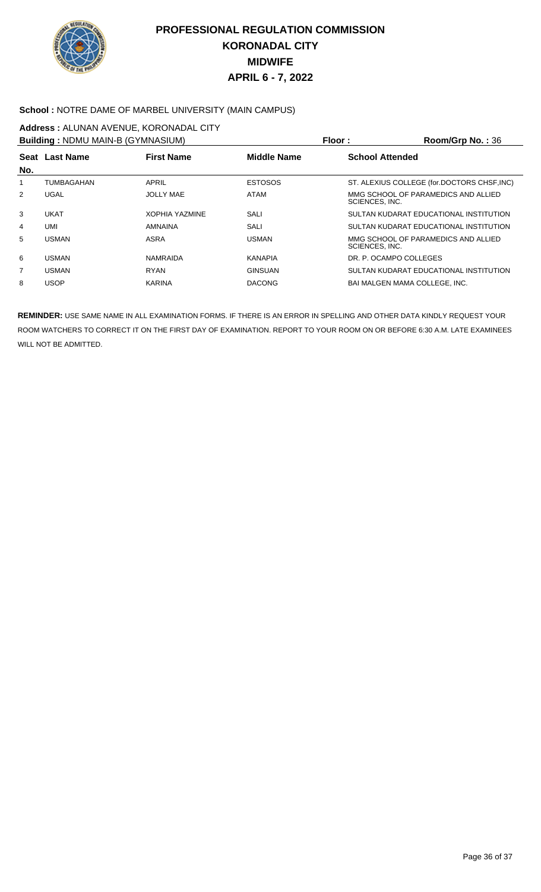# PROFESSIONAL REGULATION COMMISSION
# KORONADAL CITY
# MIDWIFE
# APRIL 6 - 7, 2022

**School :** NOTRE DAME OF MARBEL UNIVERSITY (MAIN CAMPUS)

**Address :** ALUNAN AVENUE, KORONADAL CITY

**Building :** NDMU MAIN-B (GYMNASIUM) **Floor :** **Room/Grp No. :** 36

| Seat No. | Last Name | First Name | Middle Name | School Attended |
|---|---|---|---|---|
| 1 | TUMBAGAHAN | APRIL | ESTOSOS | ST. ALEXIUS COLLEGE (for.DOCTORS CHSF,INC) |
| 2 | UGAL | JOLLY MAE | ATAM | MMG SCHOOL OF PARAMEDICS AND ALLIED SCIENCES, INC. |
| 3 | UKAT | XOPHIA YAZMINE | SALI | SULTAN KUDARAT EDUCATIONAL INSTITUTION |
| 4 | UMI | AMNAINA | SALI | SULTAN KUDARAT EDUCATIONAL INSTITUTION |
| 5 | USMAN | ASRA | USMAN | MMG SCHOOL OF PARAMEDICS AND ALLIED SCIENCES, INC. |
| 6 | USMAN | NAMRAIDA | KANAPIA | DR. P. OCAMPO COLLEGES |
| 7 | USMAN | RYAN | GINSUAN | SULTAN KUDARAT EDUCATIONAL INSTITUTION |
| 8 | USOP | KARINA | DACONG | BAI MALGEN MAMA COLLEGE, INC. |

**REMINDER:** USE SAME NAME IN ALL EXAMINATION FORMS. IF THERE IS AN ERROR IN SPELLING AND OTHER DATA KINDLY REQUEST YOUR ROOM WATCHERS TO CORRECT IT ON THE FIRST DAY OF EXAMINATION. REPORT TO YOUR ROOM ON OR BEFORE 6:30 A.M. LATE EXAMINEES WILL NOT BE ADMITTED.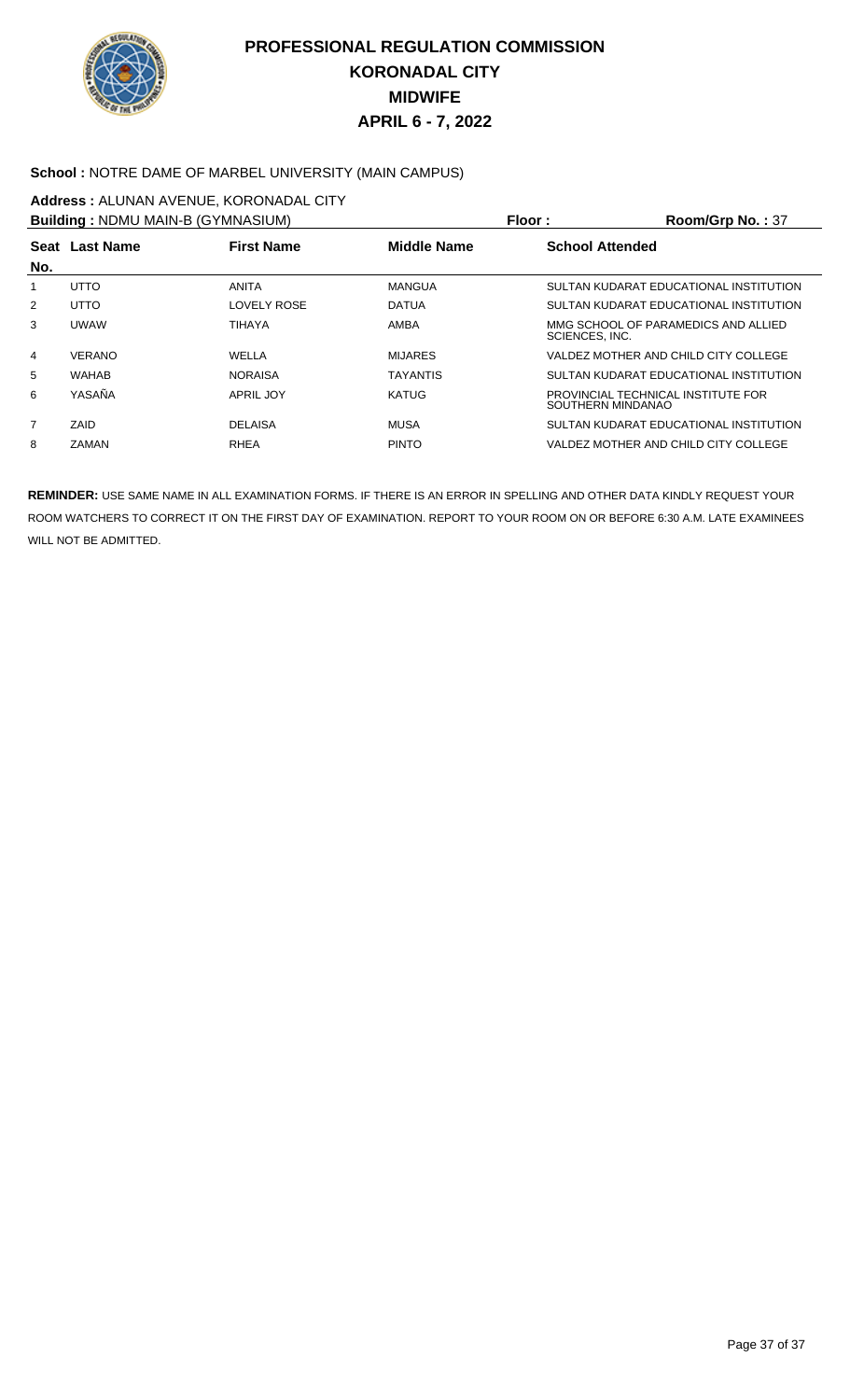# PROFESSIONAL REGULATION COMMISSION
## KORONADAL CITY
## MIDWIFE
## APRIL 6 - 7, 2022

**School :** NOTRE DAME OF MARBEL UNIVERSITY (MAIN CAMPUS)

**Address :** ALUNAN AVENUE, KORONADAL CITY

**Building :** NDMU MAIN-B (GYMNASIUM) **Floor :** **Room/Grp No. :** 37

| Seat No. | Last Name | First Name | Middle Name | School Attended |
|---|---|---|---|---|
| 1 | UTTO | ANITA | MANGUA | SULTAN KUDARAT EDUCATIONAL INSTITUTION |
| 2 | UTTO | LOVELY ROSE | DATUA | SULTAN KUDARAT EDUCATIONAL INSTITUTION |
| 3 | UWAW | TIHAYA | AMBA | MMG SCHOOL OF PARAMEDICS AND ALLIED SCIENCES, INC. |
| 4 | VERANO | WELLA | MIJARES | VALDEZ MOTHER AND CHILD CITY COLLEGE |
| 5 | WAHAB | NORAISA | TAYANTIS | SULTAN KUDARAT EDUCATIONAL INSTITUTION |
| 6 | YASAÑA | APRIL JOY | KATUG | PROVINCIAL TECHNICAL INSTITUTE FOR SOUTHERN MINDANAO |
| 7 | ZAID | DELAISA | MUSA | SULTAN KUDARAT EDUCATIONAL INSTITUTION |
| 8 | ZAMAN | RHEA | PINTO | VALDEZ MOTHER AND CHILD CITY COLLEGE |

**REMINDER:** USE SAME NAME IN ALL EXAMINATION FORMS. IF THERE IS AN ERROR IN SPELLING AND OTHER DATA KINDLY REQUEST YOUR ROOM WATCHERS TO CORRECT IT ON THE FIRST DAY OF EXAMINATION. REPORT TO YOUR ROOM ON OR BEFORE 6:30 A.M. LATE EXAMINEES WILL NOT BE ADMITTED.